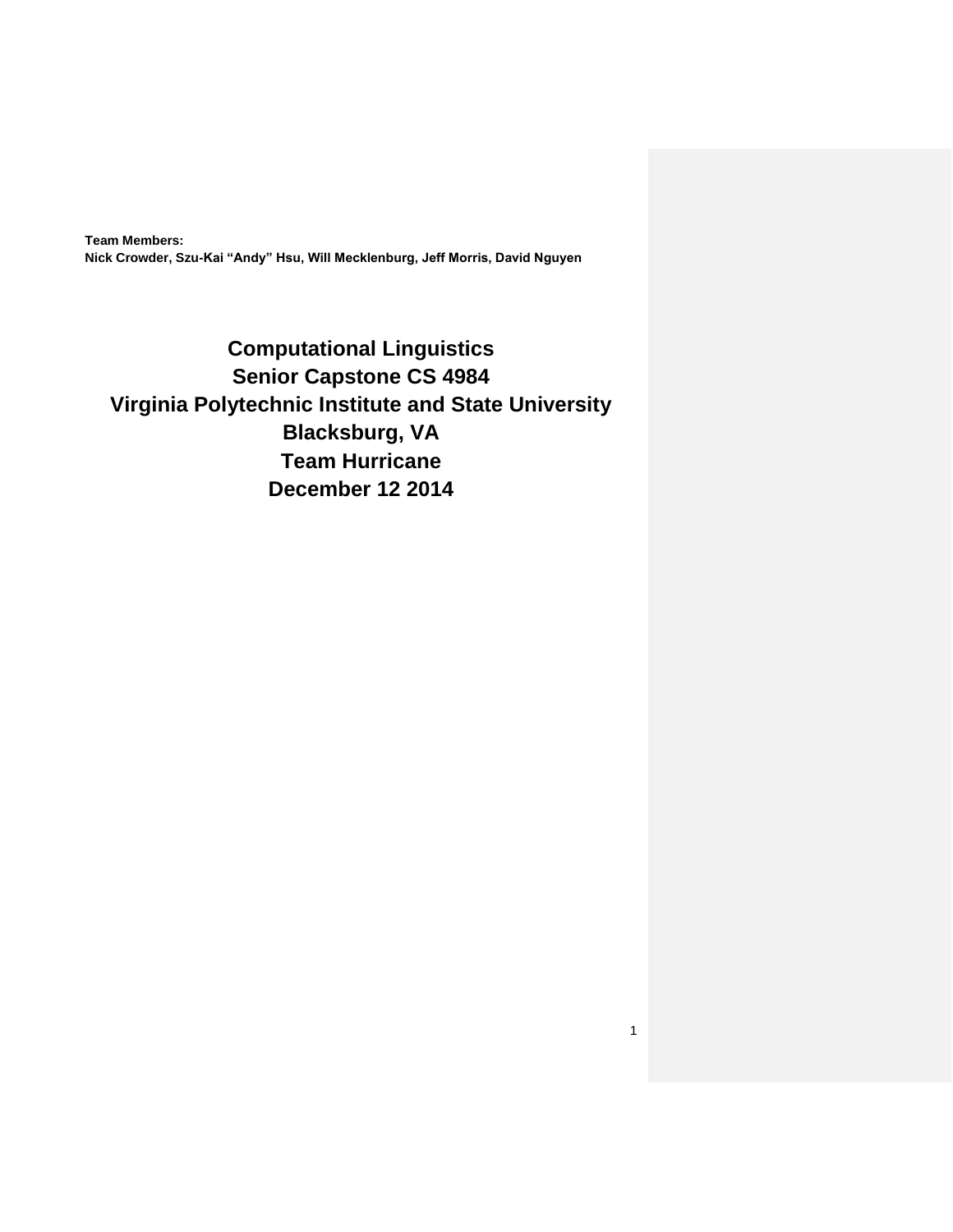**Team Members:**
**Nick Crowder, Szu-Kai “Andy” Hsu, Will Mecklenburg, Jeff Morris, David Nguyen**

# Computational Linguistics
# Senior Capstone CS 4984
# Virginia Polytechnic Institute and State University
# Blacksburg, VA
# Team Hurricane
# December 12 2014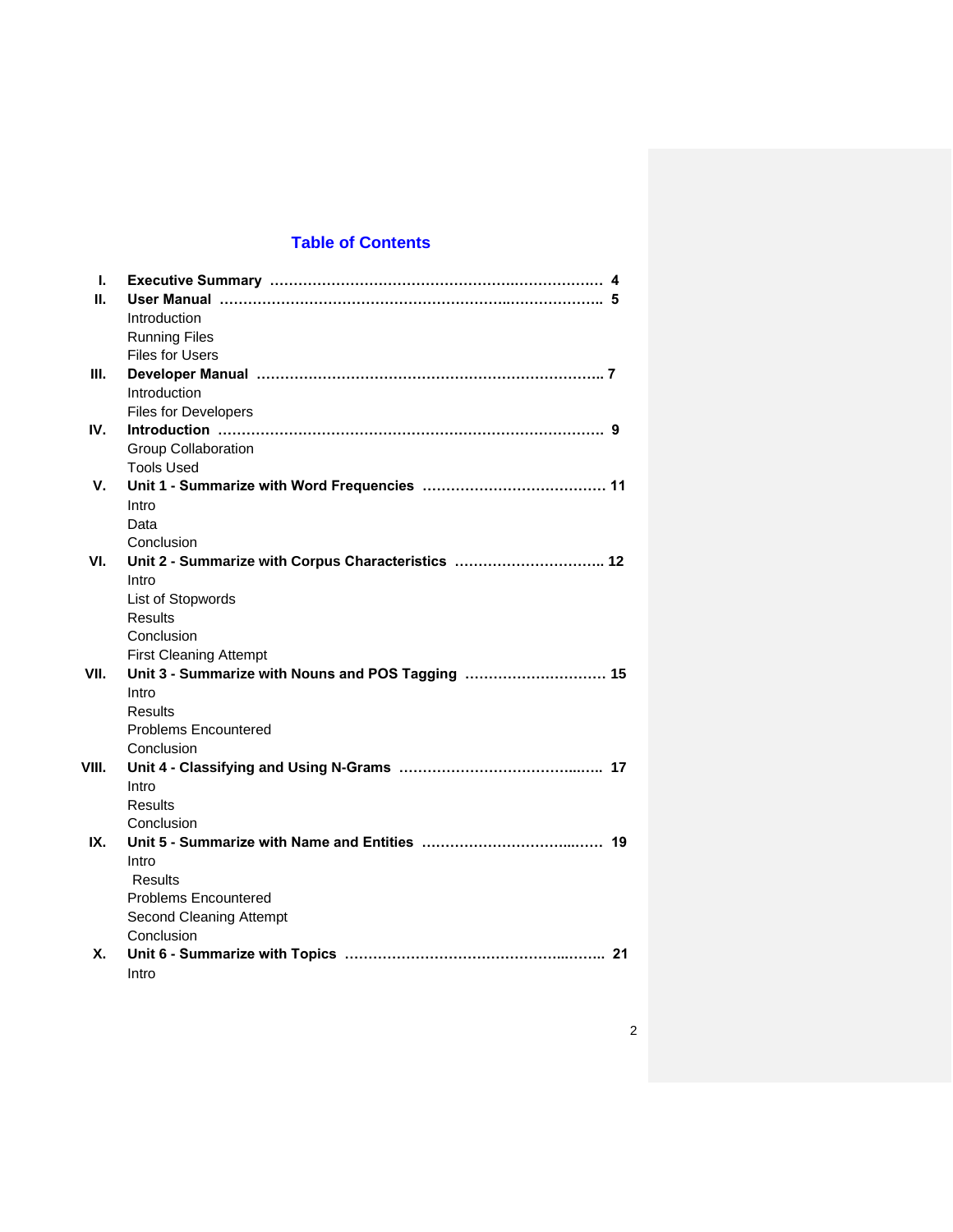# Table of Contents

- **I. Executive Summary ........................................ 4**
- **II. User Manual ........................................ 5**
  - Introduction
  - Running Files
  - Files for Users
- **III. Developer Manual ........................................ 7**
  - Introduction
  - Files for Developers
- **IV. Introduction ........................................ 9**
  - Group Collaboration
  - Tools Used
- **V. Unit 1 - Summarize with Word Frequencies ........................................ 11**
  - Intro
  - Data
  - Conclusion
- **VI. Unit 2 - Summarize with Corpus Characteristics ........................................ 12**
  - Intro
  - List of Stopwords
  - Results
  - Conclusion
  - First Cleaning Attempt
- **VII. Unit 3 - Summarize with Nouns and POS Tagging ........................................ 15**
  - Intro
  - Results
  - Problems Encountered
  - Conclusion
- **VIII. Unit 4 - Classifying and Using N-Grams ........................................ 17**
  - Intro
  - Results
  - Conclusion
- **IX. Unit 5 - Summarize with Name and Entities ........................................ 19**
  - Intro
  - Results
  - Problems Encountered
  - Second Cleaning Attempt
  - Conclusion
- **X. Unit 6 - Summarize with Topics ........................................ 21**
  - Intro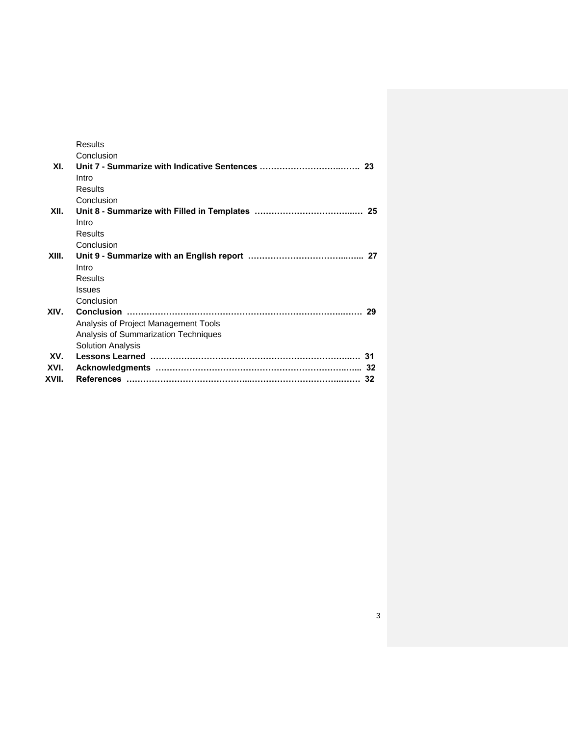Results
Conclusion

**XI. Unit 7 - Summarize with Indicative Sentences ……………………………..……. 23**
Intro
Results
Conclusion

**XII. Unit 8 - Summarize with Filled in Templates ……………………………...… 25**
Intro
Results
Conclusion

**XIII. Unit 9 - Summarize with an English report …………………………….…….. 27**
Intro
Results
Issues
Conclusion

**XIV. Conclusion ……………………………………………………………………..……. 29**
Analysis of Project Management Tools
Analysis of Summarization Techniques
Solution Analysis

**XV. Lessons Learned ………………………………………………………………..…. 31**

**XVI. Acknowledgments ……………………………………………………………...….. 32**

**XVII. References …………………………………...…………………………..……. 32**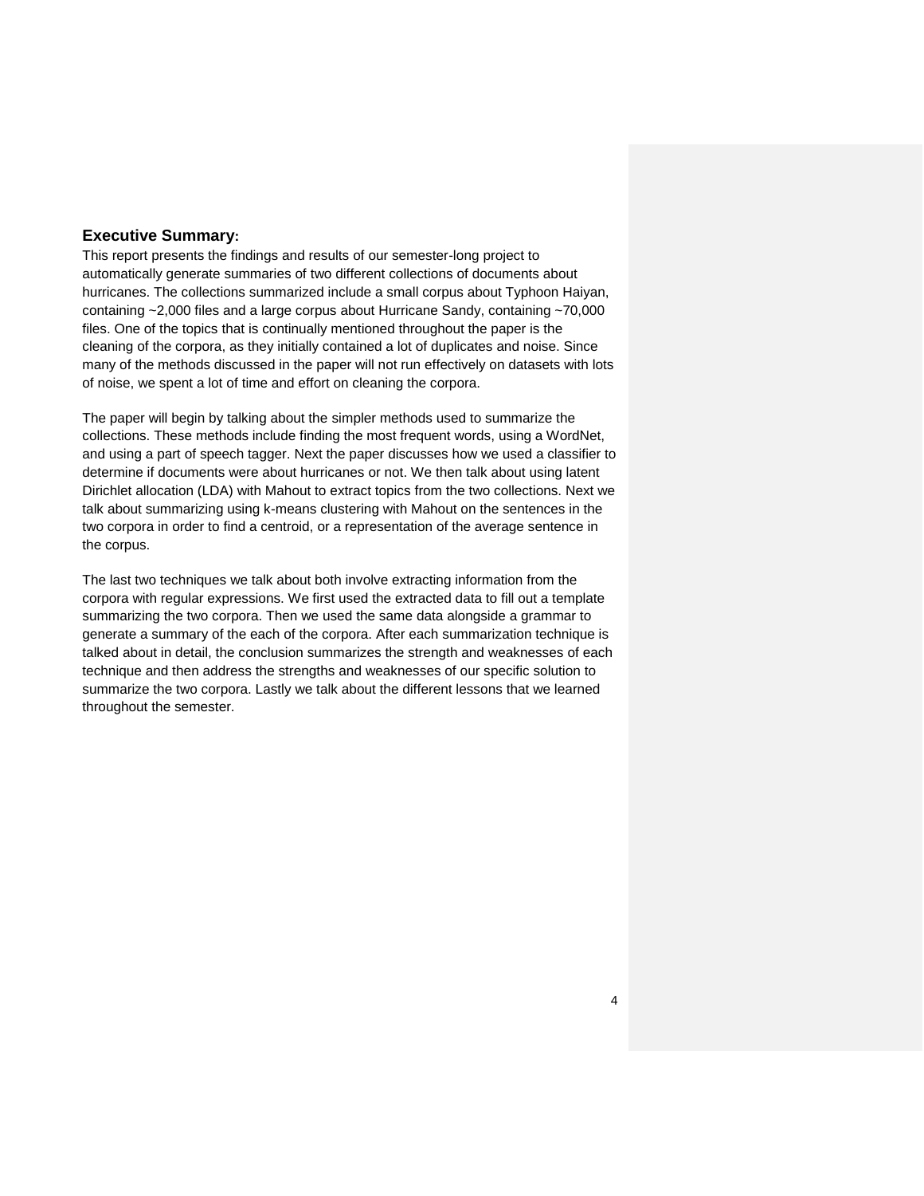## Executive Summary:

This report presents the findings and results of our semester-long project to automatically generate summaries of two different collections of documents about hurricanes. The collections summarized include a small corpus about Typhoon Haiyan, containing ~2,000 files and a large corpus about Hurricane Sandy, containing ~70,000 files. One of the topics that is continually mentioned throughout the paper is the cleaning of the corpora, as they initially contained a lot of duplicates and noise. Since many of the methods discussed in the paper will not run effectively on datasets with lots of noise, we spent a lot of time and effort on cleaning the corpora.

The paper will begin by talking about the simpler methods used to summarize the collections. These methods include finding the most frequent words, using a WordNet, and using a part of speech tagger. Next the paper discusses how we used a classifier to determine if documents were about hurricanes or not. We then talk about using latent Dirichlet allocation (LDA) with Mahout to extract topics from the two collections. Next we talk about summarizing using k-means clustering with Mahout on the sentences in the two corpora in order to find a centroid, or a representation of the average sentence in the corpus.

The last two techniques we talk about both involve extracting information from the corpora with regular expressions. We first used the extracted data to fill out a template summarizing the two corpora. Then we used the same data alongside a grammar to generate a summary of the each of the corpora. After each summarization technique is talked about in detail, the conclusion summarizes the strength and weaknesses of each technique and then address the strengths and weaknesses of our specific solution to summarize the two corpora. Lastly we talk about the different lessons that we learned throughout the semester.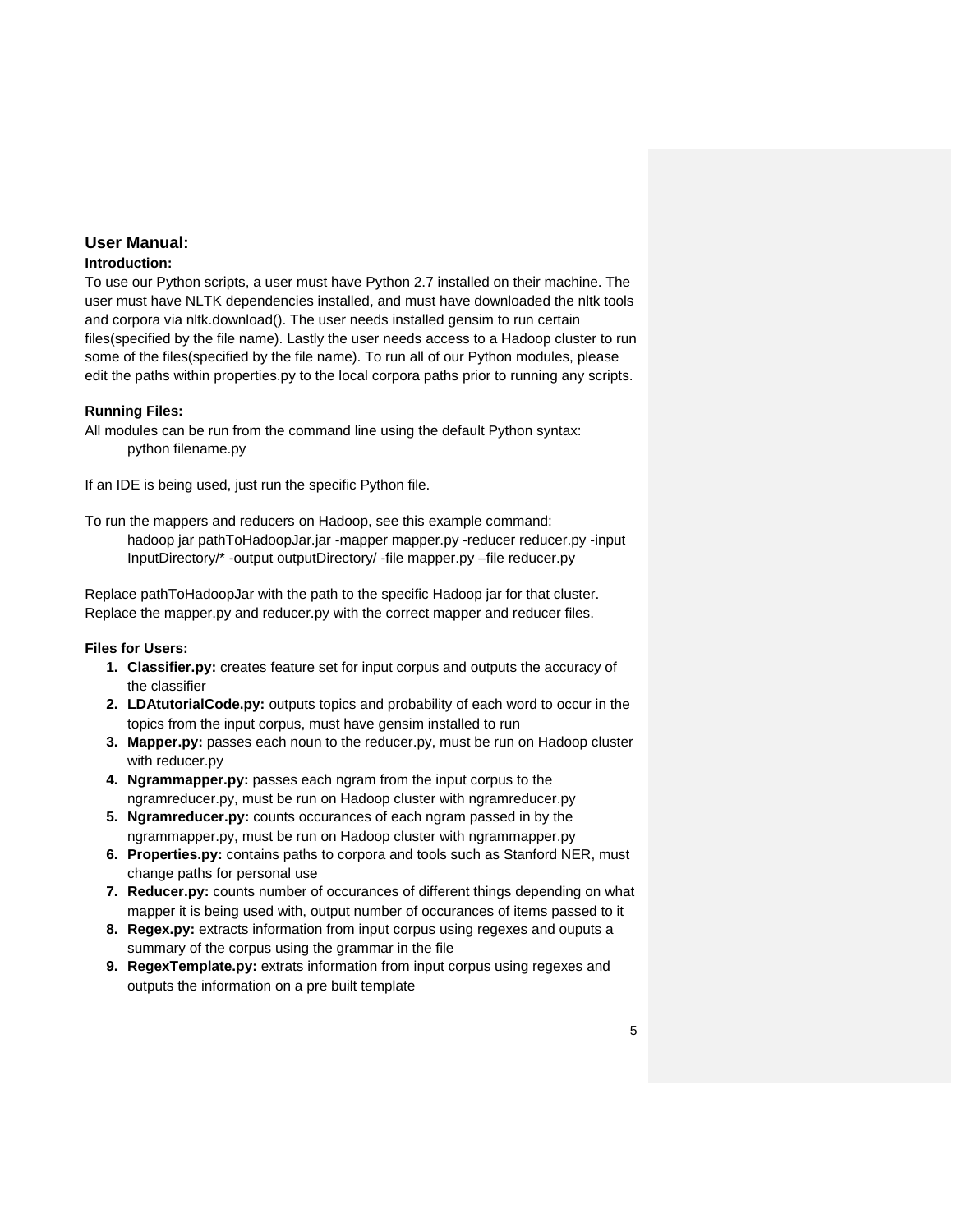## User Manual:

### Introduction:

To use our Python scripts, a user must have Python 2.7 installed on their machine. The user must have NLTK dependencies installed, and must have downloaded the nltk tools and corpora via nltk.download(). The user needs installed gensim to run certain files(specified by the file name). Lastly the user needs access to a Hadoop cluster to run some of the files(specified by the file name). To run all of our Python modules, please edit the paths within properties.py to the local corpora paths prior to running any scripts.

### Running Files:

All modules can be run from the command line using the default Python syntax:

```
python filename.py
```

If an IDE is being used, just run the specific Python file.

To run the mappers and reducers on Hadoop, see this example command:

```
hadoop jar pathToHadoopJar.jar -mapper mapper.py -reducer reducer.py -input InputDirectory/* -output outputDirectory/ -file mapper.py –file reducer.py
```

Replace pathToHadoopJar with the path to the specific Hadoop jar for that cluster. Replace the mapper.py and reducer.py with the correct mapper and reducer files.

### Files for Users:

1. **Classifier.py:** creates feature set for input corpus and outputs the accuracy of the classifier
2. **LDAtutorialCode.py:** outputs topics and probability of each word to occur in the topics from the input corpus, must have gensim installed to run
3. **Mapper.py:** passes each noun to the reducer.py, must be run on Hadoop cluster with reducer.py
4. **Ngrammapper.py:** passes each ngram from the input corpus to the ngramreducer.py, must be run on Hadoop cluster with ngramreducer.py
5. **Ngramreducer.py:** counts occurances of each ngram passed in by the ngrammapper.py, must be run on Hadoop cluster with ngrammapper.py
6. **Properties.py:** contains paths to corpora and tools such as Stanford NER, must change paths for personal use
7. **Reducer.py:** counts number of occurances of different things depending on what mapper it is being used with, output number of occurances of items passed to it
8. **Regex.py:** extracts information from input corpus using regexes and ouputs a summary of the corpus using the grammar in the file
9. **RegexTemplate.py:** extrats information from input corpus using regexes and outputs the information on a pre built template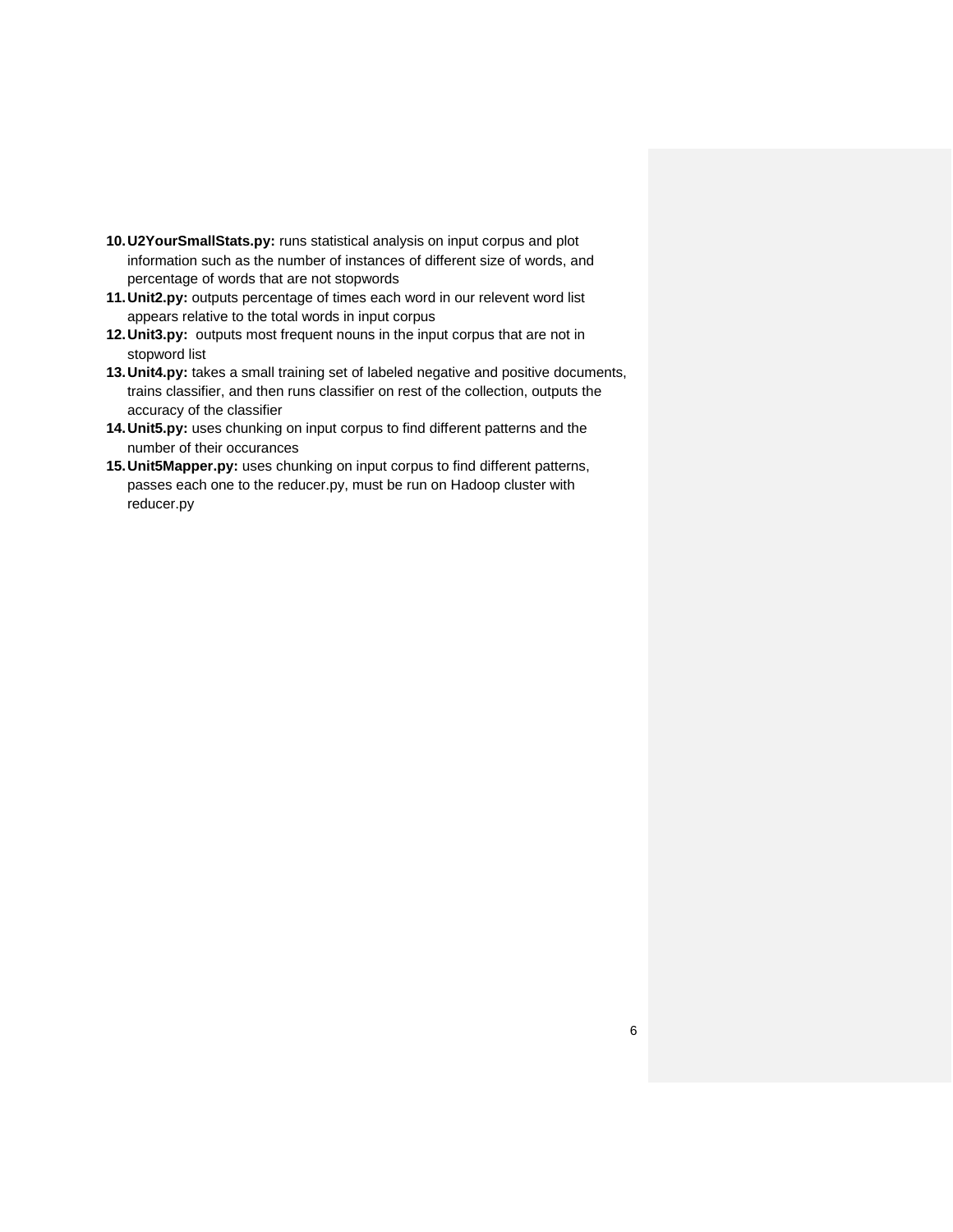10. **U2YourSmallStats.py:** runs statistical analysis on input corpus and plot information such as the number of instances of different size of words, and percentage of words that are not stopwords
11. **Unit2.py:** outputs percentage of times each word in our relevent word list appears relative to the total words in input corpus
12. **Unit3.py:** outputs most frequent nouns in the input corpus that are not in stopword list
13. **Unit4.py:** takes a small training set of labeled negative and positive documents, trains classifier, and then runs classifier on rest of the collection, outputs the accuracy of the classifier
14. **Unit5.py:** uses chunking on input corpus to find different patterns and the number of their occurances
15. **Unit5Mapper.py:** uses chunking on input corpus to find different patterns, passes each one to the reducer.py, must be run on Hadoop cluster with reducer.py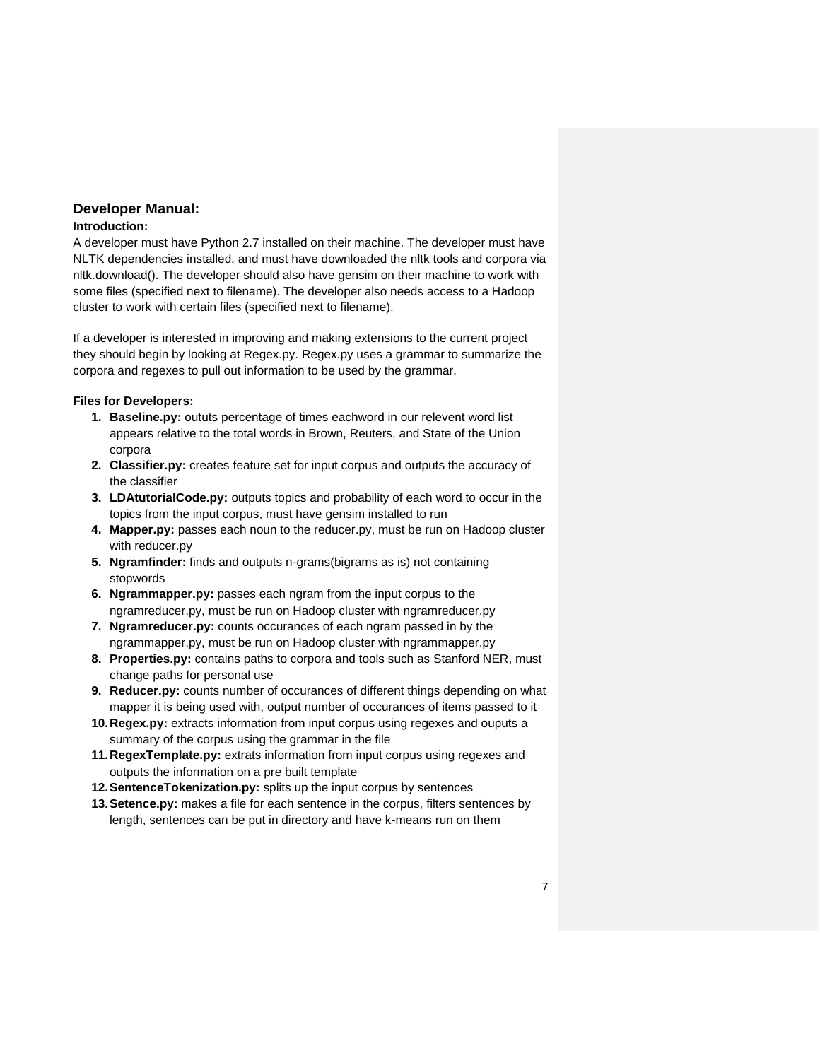## Developer Manual:

### Introduction:

A developer must have Python 2.7 installed on their machine. The developer must have NLTK dependencies installed, and must have downloaded the nltk tools and corpora via nltk.download(). The developer should also have gensim on their machine to work with some files (specified next to filename). The developer also needs access to a Hadoop cluster to work with certain files (specified next to filename).

If a developer is interested in improving and making extensions to the current project they should begin by looking at Regex.py. Regex.py uses a grammar to summarize the corpora and regexes to pull out information to be used by the grammar.

### Files for Developers:

1. **Baseline.py:** oututs percentage of times eachword in our relevent word list appears relative to the total words in Brown, Reuters, and State of the Union corpora
2. **Classifier.py:** creates feature set for input corpus and outputs the accuracy of the classifier
3. **LDAtutorialCode.py:** outputs topics and probability of each word to occur in the topics from the input corpus, must have gensim installed to run
4. **Mapper.py:** passes each noun to the reducer.py, must be run on Hadoop cluster with reducer.py
5. **Ngramfinder:** finds and outputs n-grams(bigrams as is) not containing stopwords
6. **Ngrammapper.py:** passes each ngram from the input corpus to the ngramreducer.py, must be run on Hadoop cluster with ngramreducer.py
7. **Ngramreducer.py:** counts occurances of each ngram passed in by the ngrammapper.py, must be run on Hadoop cluster with ngrammapper.py
8. **Properties.py:** contains paths to corpora and tools such as Stanford NER, must change paths for personal use
9. **Reducer.py:** counts number of occurances of different things depending on what mapper it is being used with, output number of occurances of items passed to it
10. **Regex.py:** extracts information from input corpus using regexes and ouputs a summary of the corpus using the grammar in the file
11. **RegexTemplate.py:** extrats information from input corpus using regexes and outputs the information on a pre built template
12. **SentenceTokenization.py:** splits up the input corpus by sentences
13. **Setence.py:** makes a file for each sentence in the corpus, filters sentences by length, sentences can be put in directory and have k-means run on them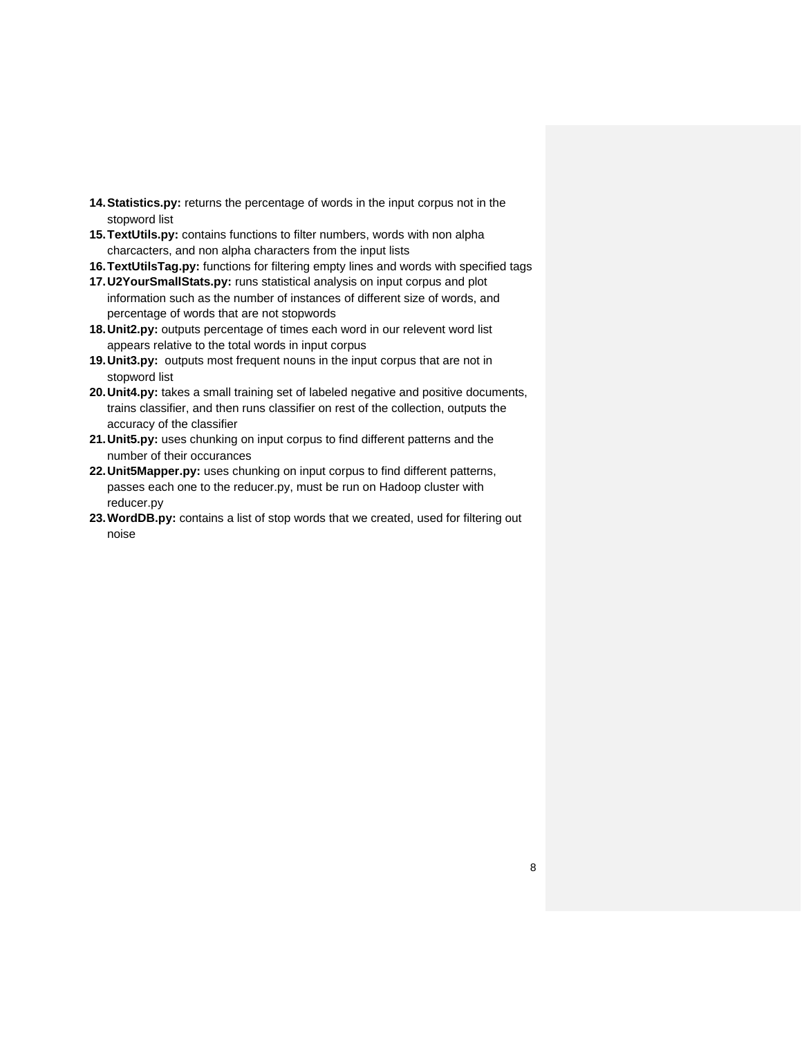14. **Statistics.py:** returns the percentage of words in the input corpus not in the stopword list
15. **TextUtils.py:** contains functions to filter numbers, words with non alpha charcacters, and non alpha characters from the input lists
16. **TextUtilsTag.py:** functions for filtering empty lines and words with specified tags
17. **U2YourSmallStats.py:** runs statistical analysis on input corpus and plot information such as the number of instances of different size of words, and percentage of words that are not stopwords
18. **Unit2.py:** outputs percentage of times each word in our relevent word list appears relative to the total words in input corpus
19. **Unit3.py:** outputs most frequent nouns in the input corpus that are not in stopword list
20. **Unit4.py:** takes a small training set of labeled negative and positive documents, trains classifier, and then runs classifier on rest of the collection, outputs the accuracy of the classifier
21. **Unit5.py:** uses chunking on input corpus to find different patterns and the number of their occurances
22. **Unit5Mapper.py:** uses chunking on input corpus to find different patterns, passes each one to the reducer.py, must be run on Hadoop cluster with reducer.py
23. **WordDB.py:** contains a list of stop words that we created, used for filtering out noise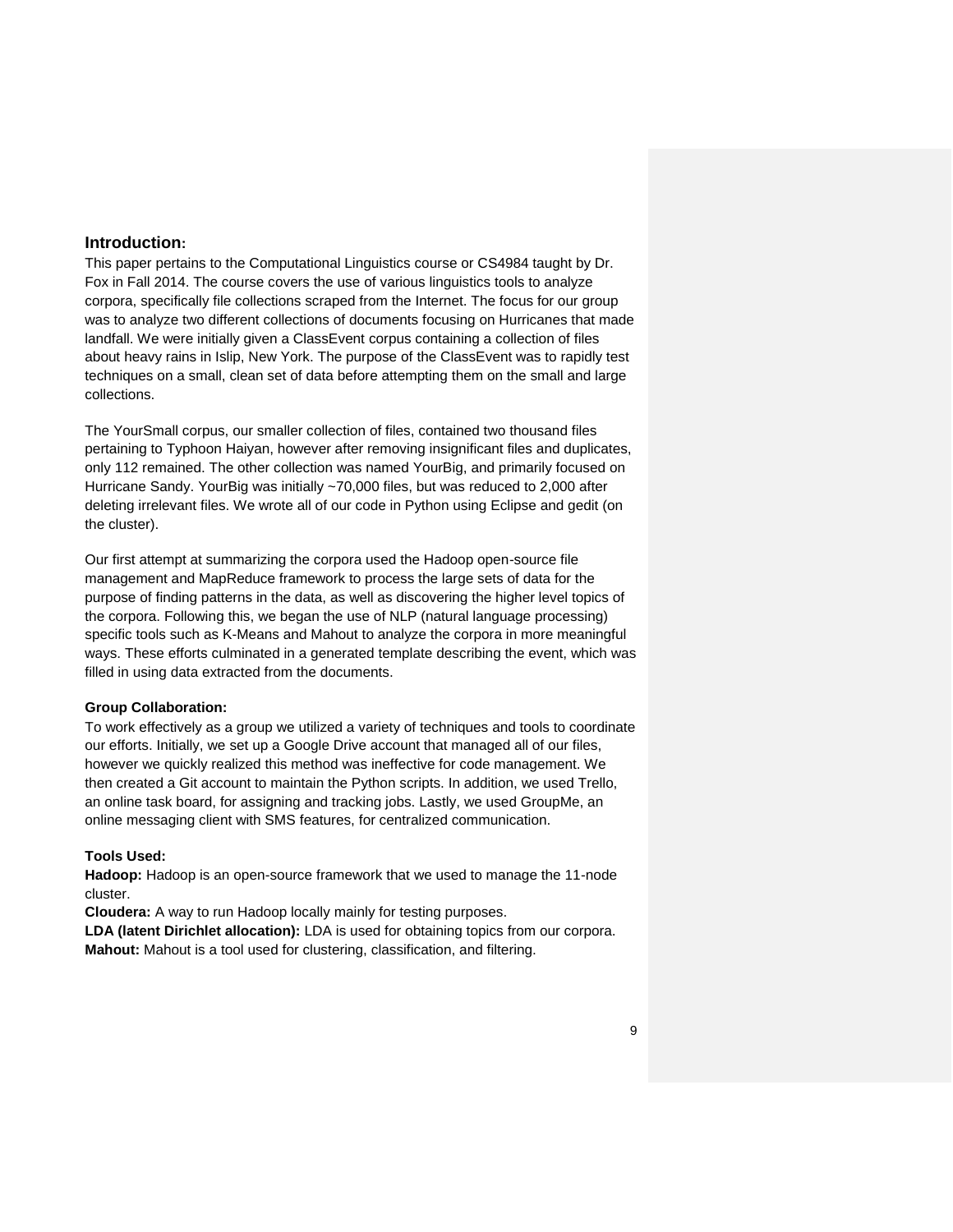## Introduction:

This paper pertains to the Computational Linguistics course or CS4984 taught by Dr. Fox in Fall 2014. The course covers the use of various linguistics tools to analyze corpora, specifically file collections scraped from the Internet. The focus for our group was to analyze two different collections of documents focusing on Hurricanes that made landfall. We were initially given a ClassEvent corpus containing a collection of files about heavy rains in Islip, New York. The purpose of the ClassEvent was to rapidly test techniques on a small, clean set of data before attempting them on the small and large collections.

The YourSmall corpus, our smaller collection of files, contained two thousand files pertaining to Typhoon Haiyan, however after removing insignificant files and duplicates, only 112 remained. The other collection was named YourBig, and primarily focused on Hurricane Sandy. YourBig was initially ~70,000 files, but was reduced to 2,000 after deleting irrelevant files. We wrote all of our code in Python using Eclipse and gedit (on the cluster).

Our first attempt at summarizing the corpora used the Hadoop open-source file management and MapReduce framework to process the large sets of data for the purpose of finding patterns in the data, as well as discovering the higher level topics of the corpora. Following this, we began the use of NLP (natural language processing) specific tools such as K-Means and Mahout to analyze the corpora in more meaningful ways. These efforts culminated in a generated template describing the event, which was filled in using data extracted from the documents.

### Group Collaboration:

To work effectively as a group we utilized a variety of techniques and tools to coordinate our efforts. Initially, we set up a Google Drive account that managed all of our files, however we quickly realized this method was ineffective for code management. We then created a Git account to maintain the Python scripts. In addition, we used Trello, an online task board, for assigning and tracking jobs. Lastly, we used GroupMe, an online messaging client with SMS features, for centralized communication.

### Tools Used:

**Hadoop:** Hadoop is an open-source framework that we used to manage the 11-node cluster.
**Cloudera:** A way to run Hadoop locally mainly for testing purposes.
**LDA (latent Dirichlet allocation):** LDA is used for obtaining topics from our corpora.
**Mahout:** Mahout is a tool used for clustering, classification, and filtering.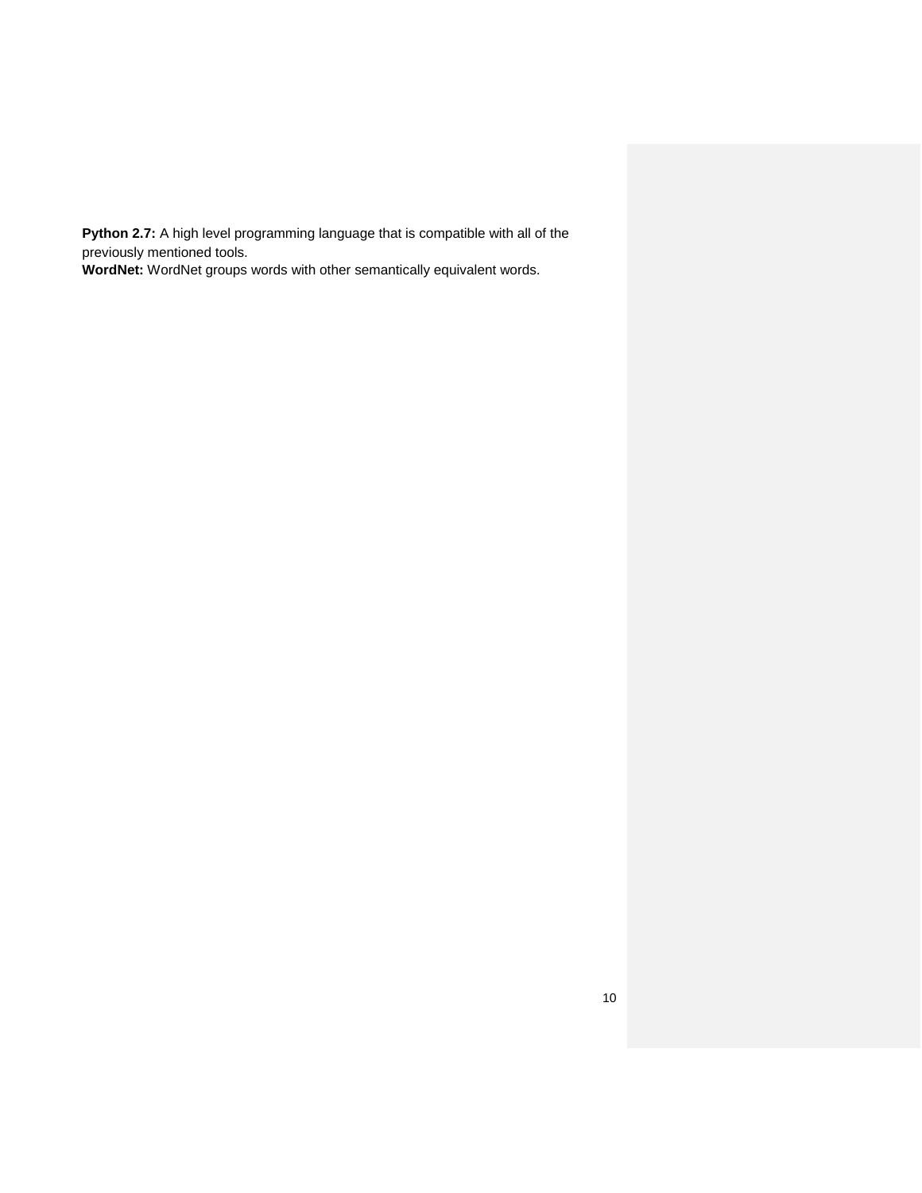**Python 2.7:** A high level programming language that is compatible with all of the previously mentioned tools.
**WordNet:** WordNet groups words with other semantically equivalent words.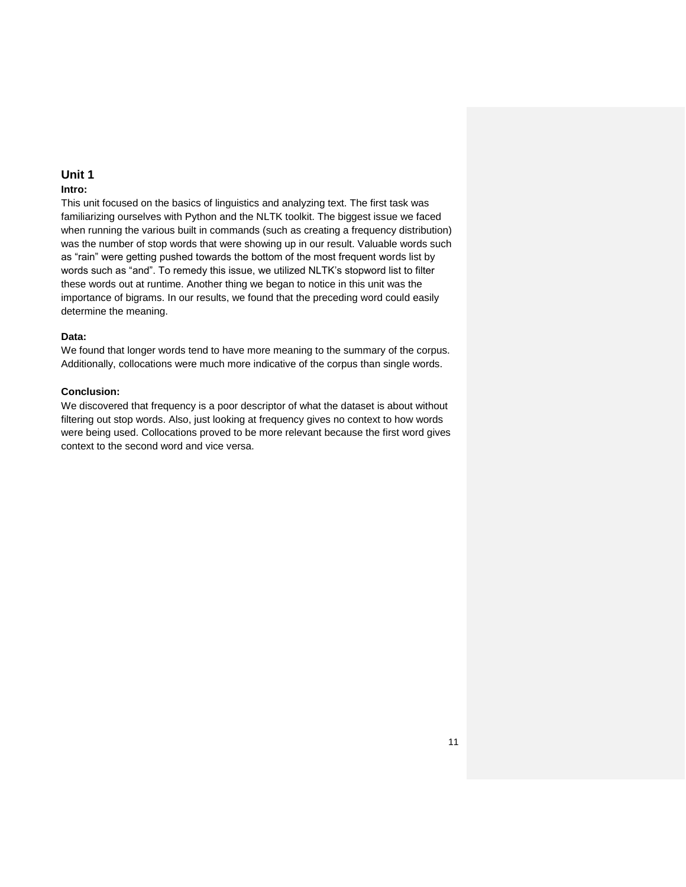## Unit 1

**Intro:**

This unit focused on the basics of linguistics and analyzing text. The first task was familiarizing ourselves with Python and the NLTK toolkit. The biggest issue we faced when running the various built in commands (such as creating a frequency distribution) was the number of stop words that were showing up in our result. Valuable words such as “rain” were getting pushed towards the bottom of the most frequent words list by words such as “and”. To remedy this issue, we utilized NLTK’s stopword list to filter these words out at runtime. Another thing we began to notice in this unit was the importance of bigrams. In our results, we found that the preceding word could easily determine the meaning.

**Data:**

We found that longer words tend to have more meaning to the summary of the corpus. Additionally, collocations were much more indicative of the corpus than single words.

**Conclusion:**

We discovered that frequency is a poor descriptor of what the dataset is about without filtering out stop words. Also, just looking at frequency gives no context to how words were being used. Collocations proved to be more relevant because the first word gives context to the second word and vice versa.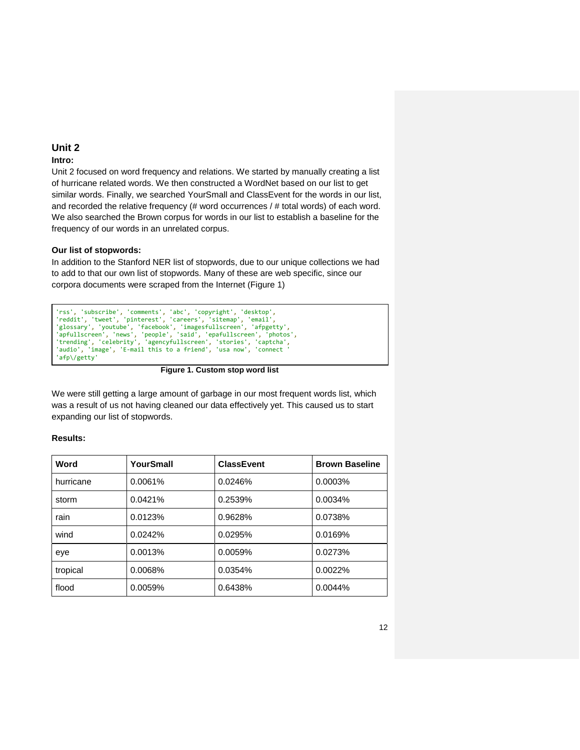## Unit 2

**Intro:**

Unit 2 focused on word frequency and relations. We started by manually creating a list of hurricane related words. We then constructed a WordNet based on our list to get similar words. Finally, we searched YourSmall and ClassEvent for the words in our list, and recorded the relative frequency (# word occurrences / # total words) of each word. We also searched the Brown corpus for words in our list to establish a baseline for the frequency of our words in an unrelated corpus.

**Our list of stopwords:**

In addition to the Stanford NER list of stopwords, due to our unique collections we had to add to that our own list of stopwords. Many of these are web specific, since our corpora documents were scraped from the Internet (Figure 1)

```
'rss', 'subscribe', 'comments', 'abc', 'copyright', 'desktop',
'reddit', 'tweet', 'pinterest', 'careers', 'sitemap', 'email',
'glossary', 'youtube', 'facebook', 'imagesfullscreen', 'afpgetty',
'apfullscreen', 'news', 'people', 'said', 'epafullscreen', 'photos',
'trending', 'celebrity', 'agencyfullscreen', 'stories', 'captcha',
'audio', 'image', 'E-mail this to a friend', 'usa now', 'connect '
'afp\/getty'
```

**Figure 1. Custom stop word list**

We were still getting a large amount of garbage in our most frequent words list, which was a result of us not having cleaned our data effectively yet. This caused us to start expanding our list of stopwords.

**Results:**

| Word | YourSmall | ClassEvent | Brown Baseline |
|---|---|---|---|
| hurricane | 0.0061% | 0.0246% | 0.0003% |
| storm | 0.0421% | 0.2539% | 0.0034% |
| rain | 0.0123% | 0.9628% | 0.0738% |
| wind | 0.0242% | 0.0295% | 0.0169% |
| eye | 0.0013% | 0.0059% | 0.0273% |
| tropical | 0.0068% | 0.0354% | 0.0022% |
| flood | 0.0059% | 0.6438% | 0.0044% |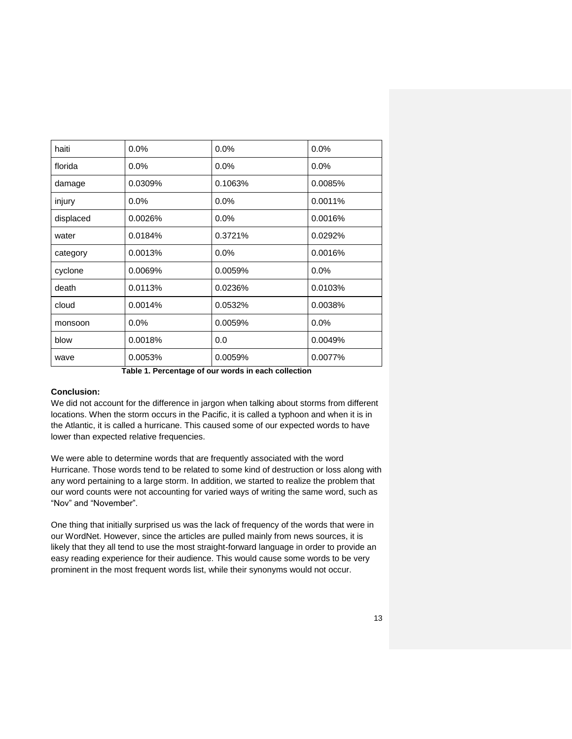| haiti | 0.0% | 0.0% | 0.0% |
|---|---|---|---|
| florida | 0.0% | 0.0% | 0.0% |
| damage | 0.0309% | 0.1063% | 0.0085% |
| injury | 0.0% | 0.0% | 0.0011% |
| displaced | 0.0026% | 0.0% | 0.0016% |
| water | 0.0184% | 0.3721% | 0.0292% |
| category | 0.0013% | 0.0% | 0.0016% |
| cyclone | 0.0069% | 0.0059% | 0.0% |
| death | 0.0113% | 0.0236% | 0.0103% |
| cloud | 0.0014% | 0.0532% | 0.0038% |
| monsoon | 0.0% | 0.0059% | 0.0% |
| blow | 0.0018% | 0.0 | 0.0049% |
| wave | 0.0053% | 0.0059% | 0.0077% |

**Table 1. Percentage of our words in each collection**

**Conclusion:**

We did not account for the difference in jargon when talking about storms from different locations. When the storm occurs in the Pacific, it is called a typhoon and when it is in the Atlantic, it is called a hurricane. This caused some of our expected words to have lower than expected relative frequencies.

We were able to determine words that are frequently associated with the word Hurricane. Those words tend to be related to some kind of destruction or loss along with any word pertaining to a large storm. In addition, we started to realize the problem that our word counts were not accounting for varied ways of writing the same word, such as "Nov" and "November".

One thing that initially surprised us was the lack of frequency of the words that were in our WordNet. However, since the articles are pulled mainly from news sources, it is likely that they all tend to use the most straight-forward language in order to provide an easy reading experience for their audience. This would cause some words to be very prominent in the most frequent words list, while their synonyms would not occur.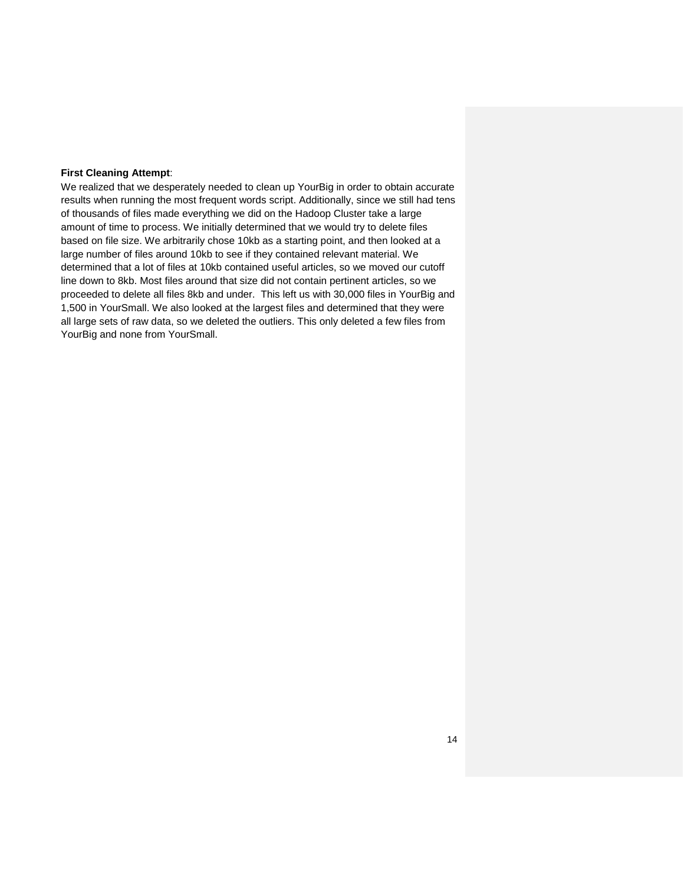**First Cleaning Attempt**:

We realized that we desperately needed to clean up YourBig in order to obtain accurate results when running the most frequent words script. Additionally, since we still had tens of thousands of files made everything we did on the Hadoop Cluster take a large amount of time to process. We initially determined that we would try to delete files based on file size. We arbitrarily chose 10kb as a starting point, and then looked at a large number of files around 10kb to see if they contained relevant material. We determined that a lot of files at 10kb contained useful articles, so we moved our cutoff line down to 8kb. Most files around that size did not contain pertinent articles, so we proceeded to delete all files 8kb and under.  This left us with 30,000 files in YourBig and 1,500 in YourSmall. We also looked at the largest files and determined that they were all large sets of raw data, so we deleted the outliers. This only deleted a few files from YourBig and none from YourSmall.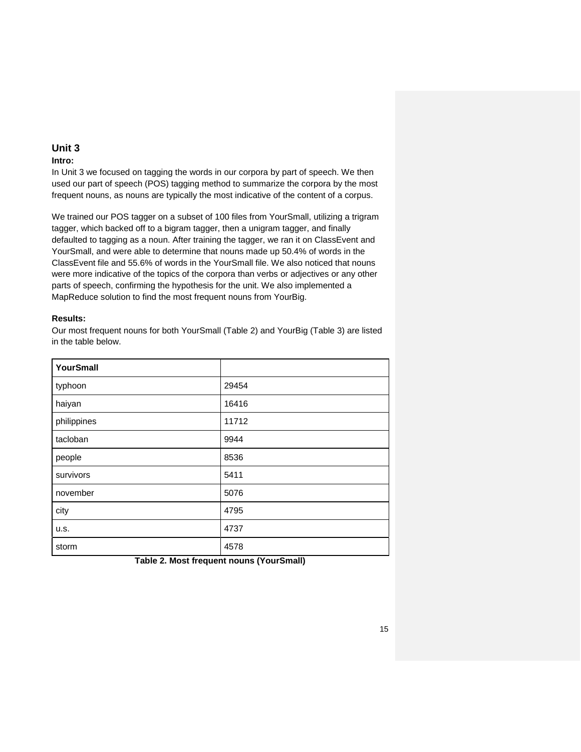## Unit 3

**Intro:**

In Unit 3 we focused on tagging the words in our corpora by part of speech. We then used our part of speech (POS) tagging method to summarize the corpora by the most frequent nouns, as nouns are typically the most indicative of the content of a corpus.

We trained our POS tagger on a subset of 100 files from YourSmall, utilizing a trigram tagger, which backed off to a bigram tagger, then a unigram tagger, and finally defaulted to tagging as a noun. After training the tagger, we ran it on ClassEvent and YourSmall, and were able to determine that nouns made up 50.4% of words in the ClassEvent file and 55.6% of words in the YourSmall file. We also noticed that nouns were more indicative of the topics of the corpora than verbs or adjectives or any other parts of speech, confirming the hypothesis for the unit. We also implemented a MapReduce solution to find the most frequent nouns from YourBig.

**Results:**

Our most frequent nouns for both YourSmall (Table 2) and YourBig (Table 3) are listed in the table below.

| **YourSmall** | |
|---|---|
| typhoon | 29454 |
| haiyan | 16416 |
| philippines | 11712 |
| tacloban | 9944 |
| people | 8536 |
| survivors | 5411 |
| november | 5076 |
| city | 4795 |
| u.s. | 4737 |
| storm | 4578 |

**Table 2. Most frequent nouns (YourSmall)**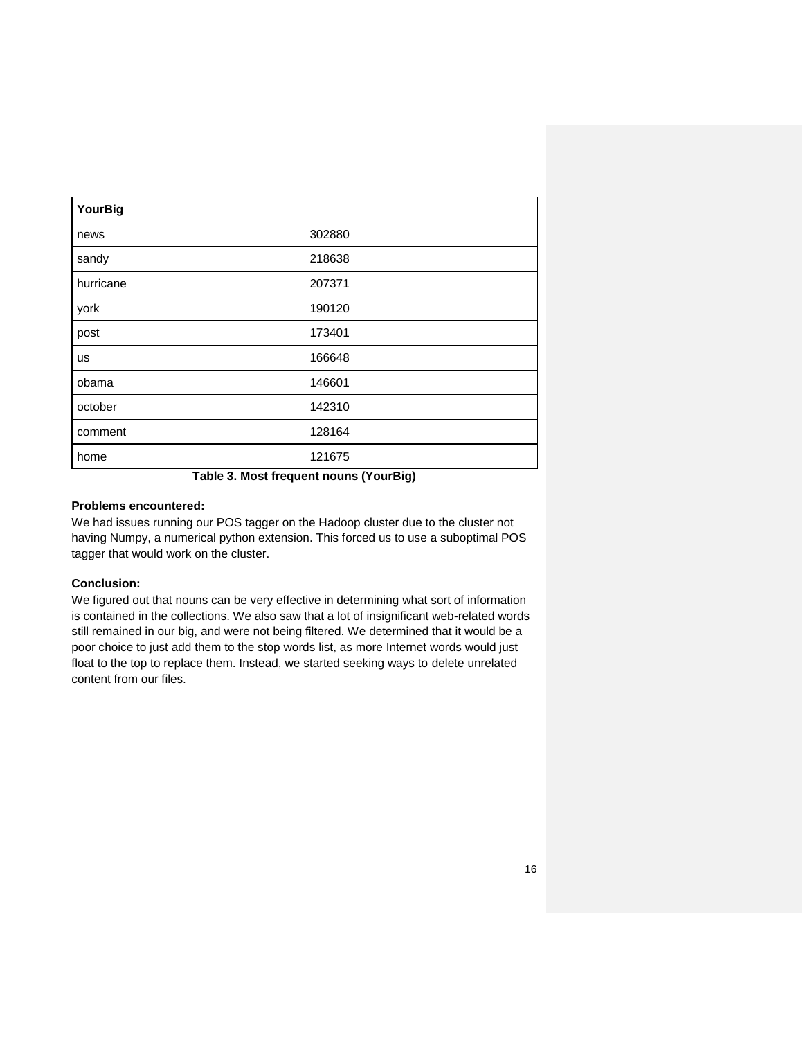| YourBig | |
|---|---|
| news | 302880 |
| sandy | 218638 |
| hurricane | 207371 |
| york | 190120 |
| post | 173401 |
| us | 166648 |
| obama | 146601 |
| october | 142310 |
| comment | 128164 |
| home | 121675 |

**Table 3. Most frequent nouns (YourBig)**

**Problems encountered:**

We had issues running our POS tagger on the Hadoop cluster due to the cluster not having Numpy, a numerical python extension. This forced us to use a suboptimal POS tagger that would work on the cluster.

**Conclusion:**

We figured out that nouns can be very effective in determining what sort of information is contained in the collections. We also saw that a lot of insignificant web-related words still remained in our big, and were not being filtered. We determined that it would be a poor choice to just add them to the stop words list, as more Internet words would just float to the top to replace them. Instead, we started seeking ways to delete unrelated content from our files.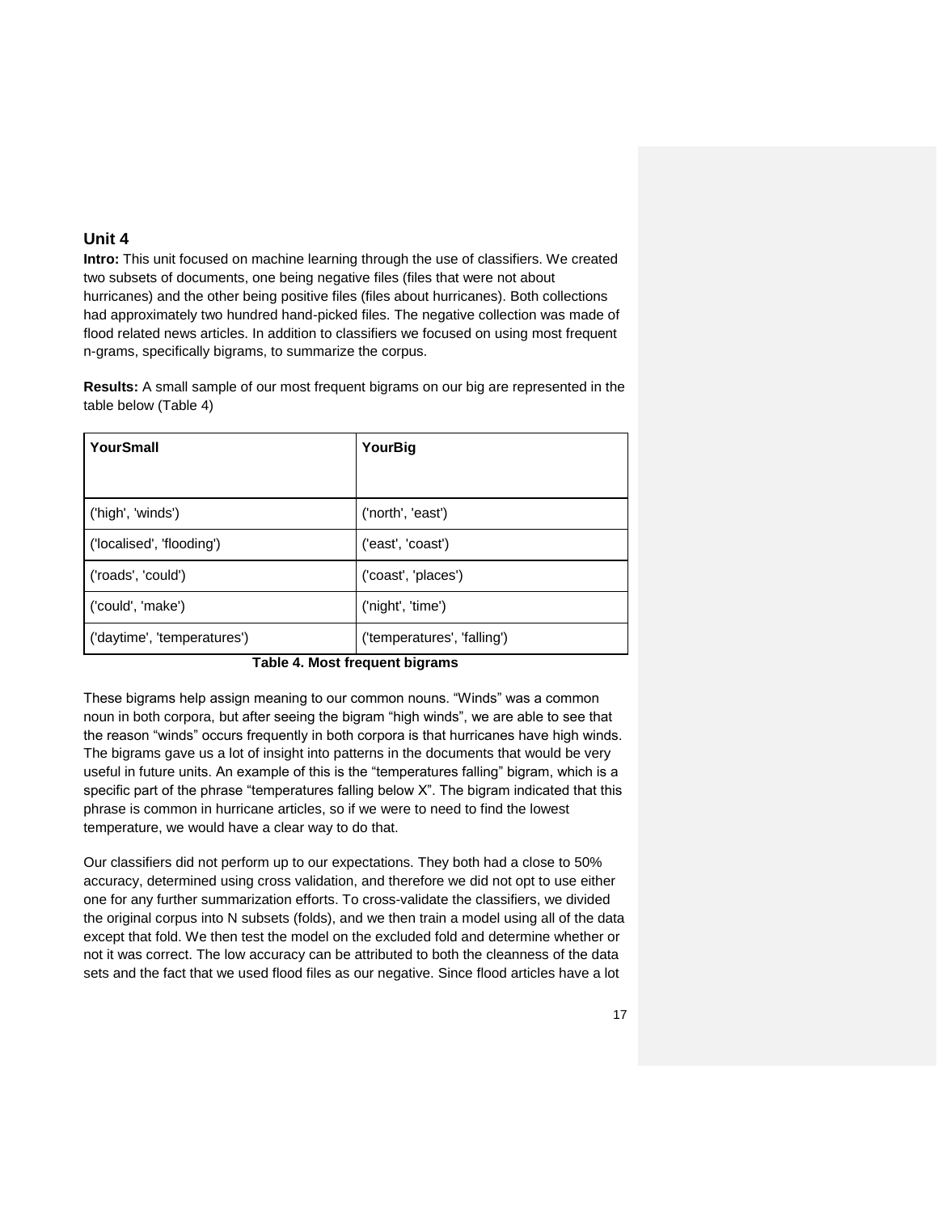## Unit 4

**Intro:** This unit focused on machine learning through the use of classifiers. We created two subsets of documents, one being negative files (files that were not about hurricanes) and the other being positive files (files about hurricanes). Both collections had approximately two hundred hand-picked files. The negative collection was made of flood related news articles. In addition to classifiers we focused on using most frequent n-grams, specifically bigrams, to summarize the corpus.

**Results:** A small sample of our most frequent bigrams on our big are represented in the table below (Table 4)

| YourSmall | YourBig |
|---|---|
| ('high', 'winds') | ('north', 'east') |
| ('localised', 'flooding') | ('east', 'coast') |
| ('roads', 'could') | ('coast', 'places') |
| ('could', 'make') | ('night', 'time') |
| ('daytime', 'temperatures') | ('temperatures', 'falling') |

**Table 4. Most frequent bigrams**

These bigrams help assign meaning to our common nouns. "Winds" was a common noun in both corpora, but after seeing the bigram "high winds", we are able to see that the reason "winds" occurs frequently in both corpora is that hurricanes have high winds. The bigrams gave us a lot of insight into patterns in the documents that would be very useful in future units. An example of this is the "temperatures falling" bigram, which is a specific part of the phrase "temperatures falling below X". The bigram indicated that this phrase is common in hurricane articles, so if we were to need to find the lowest temperature, we would have a clear way to do that.

Our classifiers did not perform up to our expectations. They both had a close to 50% accuracy, determined using cross validation, and therefore we did not opt to use either one for any further summarization efforts. To cross-validate the classifiers, we divided the original corpus into N subsets (folds), and we then train a model using all of the data except that fold. We then test the model on the excluded fold and determine whether or not it was correct. The low accuracy can be attributed to both the cleanness of the data sets and the fact that we used flood files as our negative. Since flood articles have a lot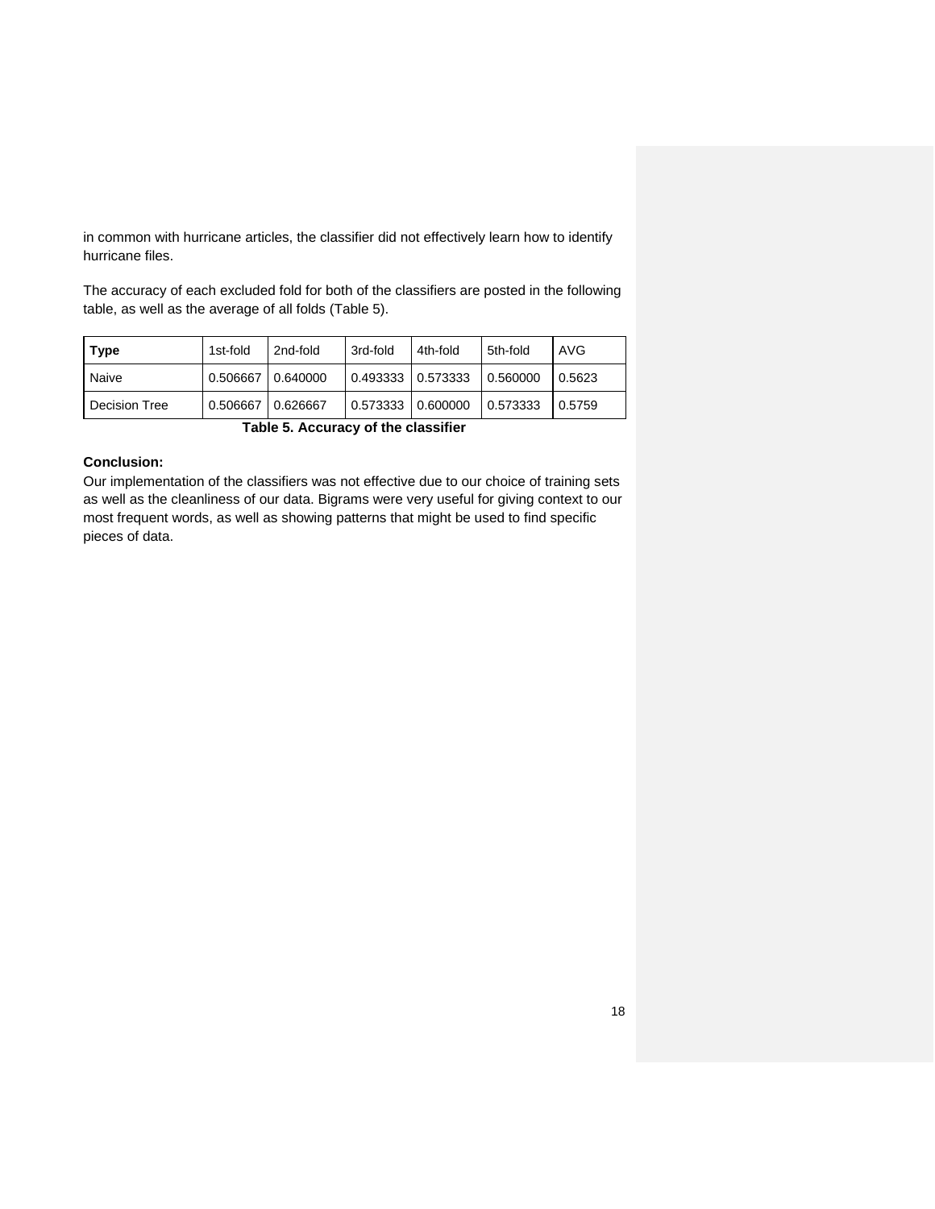in common with hurricane articles, the classifier did not effectively learn how to identify hurricane files.

The accuracy of each excluded fold for both of the classifiers are posted in the following table, as well as the average of all folds (Table 5).

| **Type** | 1st-fold | 2nd-fold | 3rd-fold | 4th-fold | 5th-fold | AVG |
|---|---|---|---|---|---|---|
| Naive | 0.506667 | 0.640000 | 0.493333 | 0.573333 | 0.560000 | 0.5623 |
| Decision Tree | 0.506667 | 0.626667 | 0.573333 | 0.600000 | 0.573333 | 0.5759 |

**Table 5. Accuracy of the classifier**

**Conclusion:**

Our implementation of the classifiers was not effective due to our choice of training sets as well as the cleanliness of our data. Bigrams were very useful for giving context to our most frequent words, as well as showing patterns that might be used to find specific pieces of data.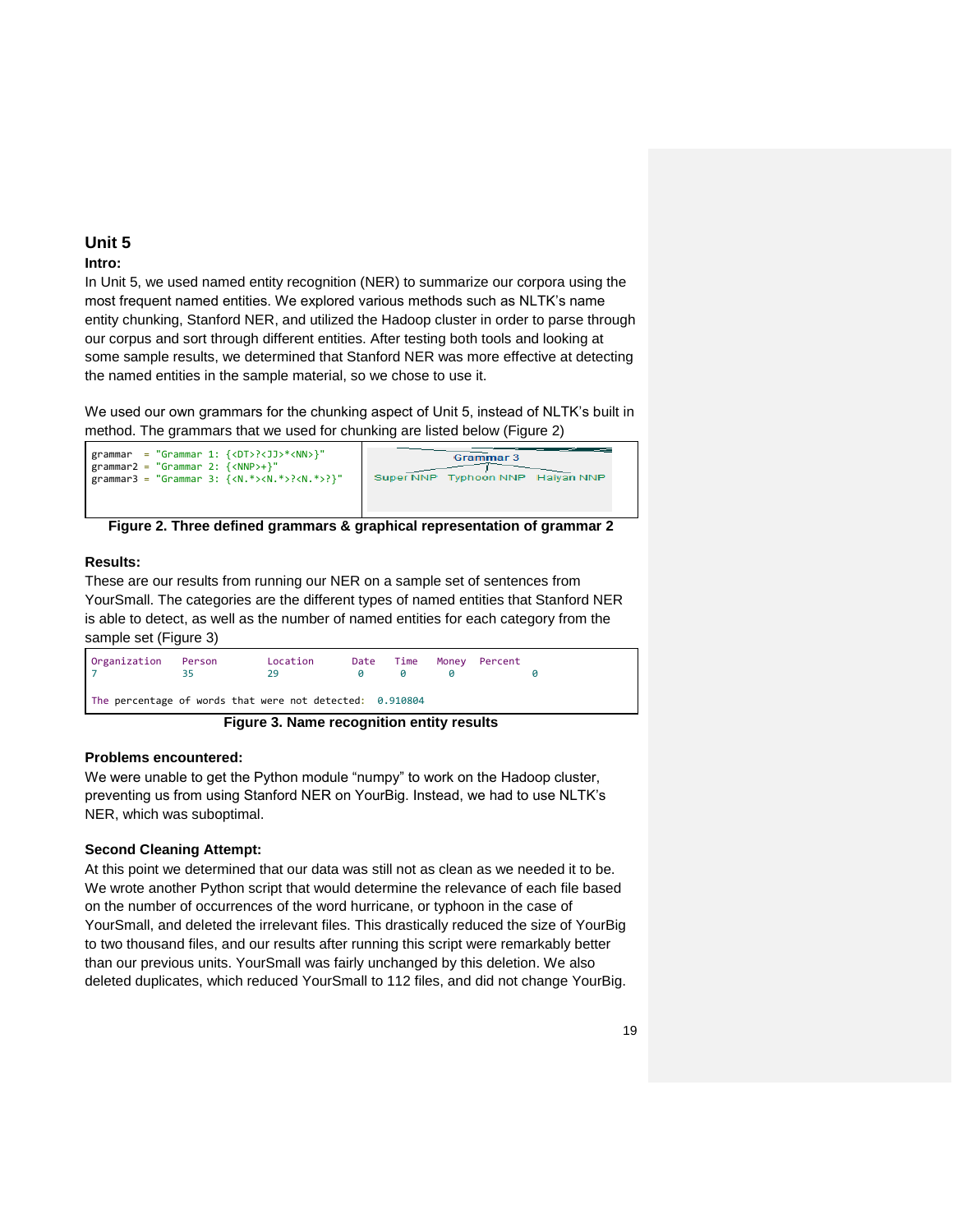## Unit 5

### Intro:

In Unit 5, we used named entity recognition (NER) to summarize our corpora using the most frequent named entities. We explored various methods such as NLTK's name entity chunking, Stanford NER, and utilized the Hadoop cluster in order to parse through our corpus and sort through different entities. After testing both tools and looking at some sample results, we determined that Stanford NER was more effective at detecting the named entities in the sample material, so we chose to use it.

We used our own grammars for the chunking aspect of Unit 5, instead of NLTK's built in method. The grammars that we used for chunking are listed below (Figure 2)

```
grammar  = "Grammar 1: {<DT>?<JJ>*<NN>}"
grammar2 = "Grammar 2: {<NNP>+}"
grammar3 = "Grammar 3: {<N.*><N.*>?<N.*>?}"
```

Grammar 3

Super NNP   Typhoon NNP   Haiyan NNP

**Figure 2. Three defined grammars & graphical representation of grammar 2**

### Results:

These are our results from running our NER on a sample set of sentences from YourSmall. The categories are the different types of named entities that Stanford NER is able to detect, as well as the number of named entities for each category from the sample set (Figure 3)

| Organization | Person | Location | Date | Time | Money | Percent |
|---|---|---|---|---|---|---|
| 7 | 35 | 29 | 0 | 0 | 0 | 0 |

The percentage of words that were not detected:  0.910804

**Figure 3. Name recognition entity results**

### Problems encountered:

We were unable to get the Python module "numpy" to work on the Hadoop cluster, preventing us from using Stanford NER on YourBig. Instead, we had to use NLTK's NER, which was suboptimal.

### Second Cleaning Attempt:

At this point we determined that our data was still not as clean as we needed it to be. We wrote another Python script that would determine the relevance of each file based on the number of occurrences of the word hurricane, or typhoon in the case of YourSmall, and deleted the irrelevant files. This drastically reduced the size of YourBig to two thousand files, and our results after running this script were remarkably better than our previous units. YourSmall was fairly unchanged by this deletion. We also deleted duplicates, which reduced YourSmall to 112 files, and did not change YourBig.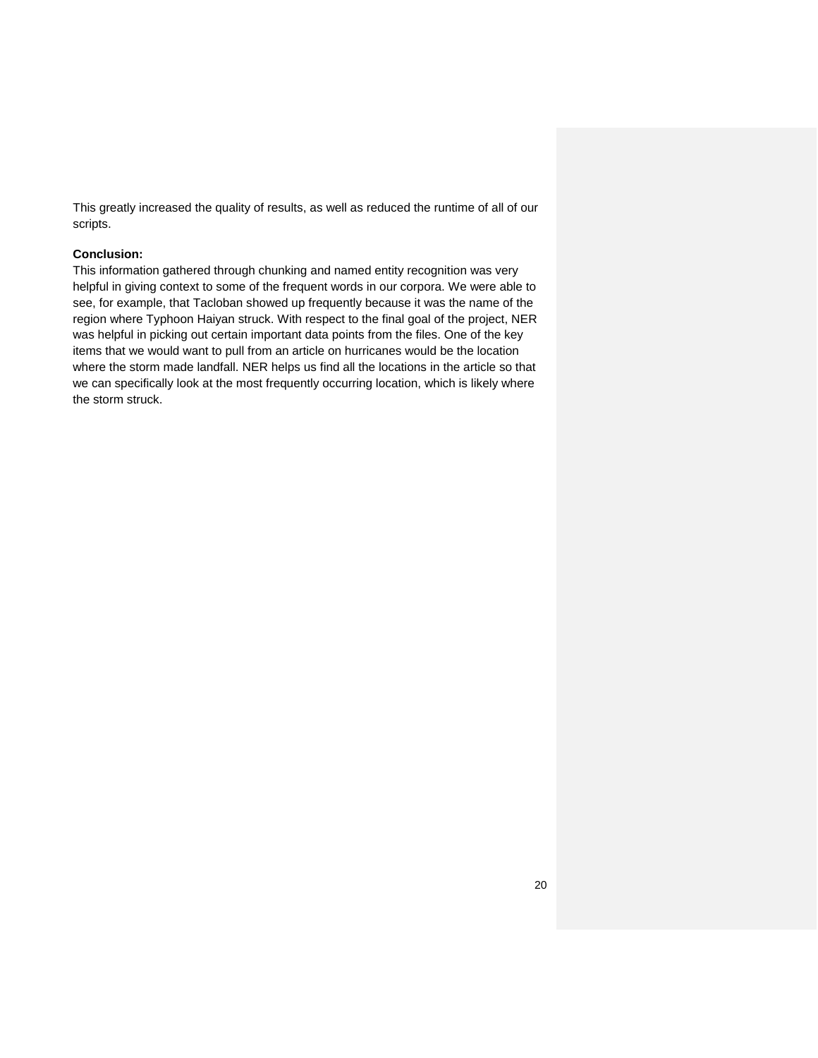This greatly increased the quality of results, as well as reduced the runtime of all of our scripts.

**Conclusion:**

This information gathered through chunking and named entity recognition was very helpful in giving context to some of the frequent words in our corpora. We were able to see, for example, that Tacloban showed up frequently because it was the name of the region where Typhoon Haiyan struck. With respect to the final goal of the project, NER was helpful in picking out certain important data points from the files. One of the key items that we would want to pull from an article on hurricanes would be the location where the storm made landfall. NER helps us find all the locations in the article so that we can specifically look at the most frequently occurring location, which is likely where the storm struck.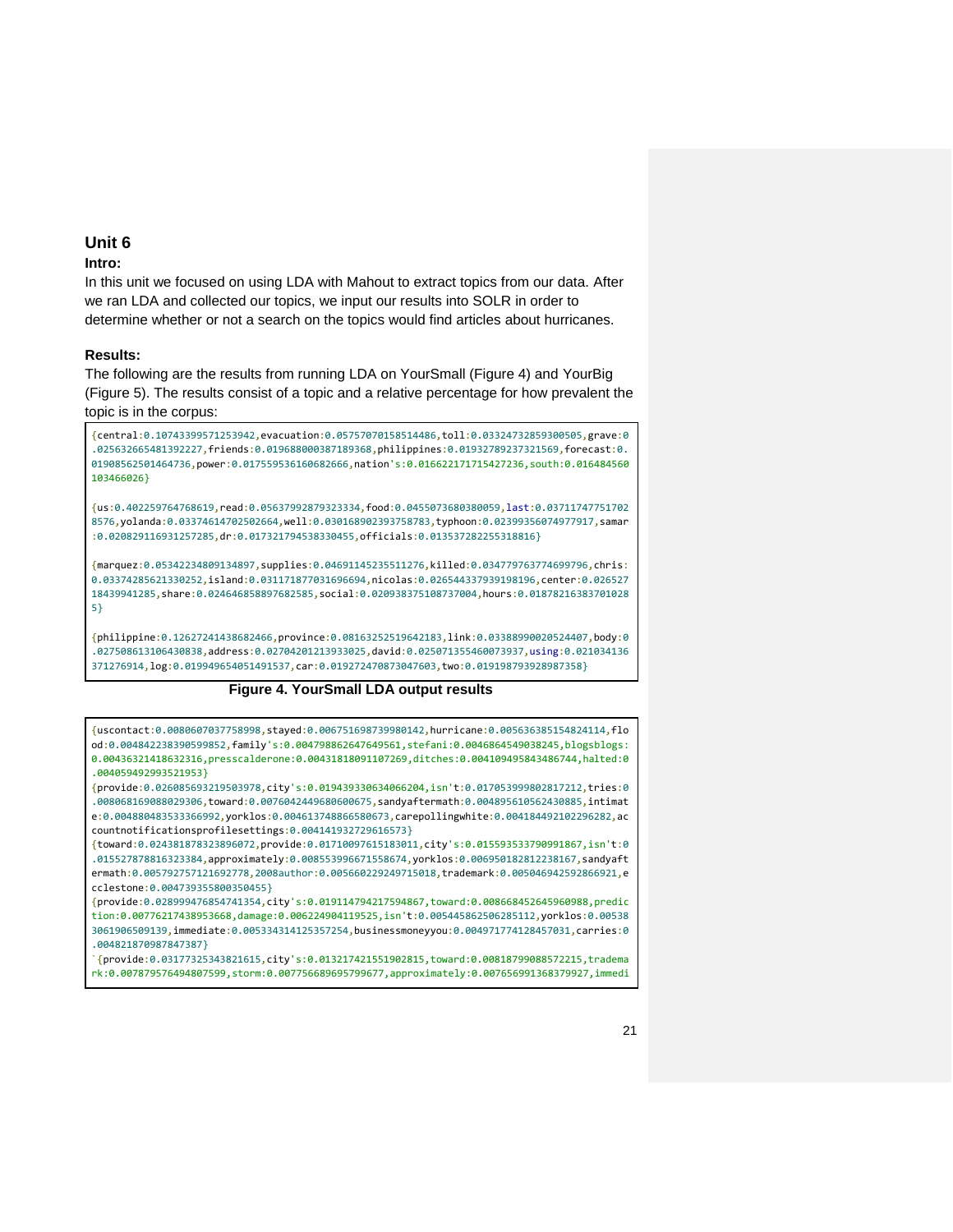## Unit 6

### Intro:

In this unit we focused on using LDA with Mahout to extract topics from our data. After we ran LDA and collected our topics, we input our results into SOLR in order to determine whether or not a search on the topics would find articles about hurricanes.

### Results:

The following are the results from running LDA on YourSmall (Figure 4) and YourBig (Figure 5). The results consist of a topic and a relative percentage for how prevalent the topic is in the corpus:

```
{central:0.10743399571253942,evacuation:0.05757070158514486,toll:0.03324732859300505,grave:0.025632665481392227,friends:0.019688000387189368,philippines:0.01932789237321569,forecast:0.01908562501464736,power:0.017559536160682666,nation's:0.016622171715427236,south:0.016484560103466026}

{us:0.402259764768619,read:0.05637992879323334,food:0.0455073680380059,last:0.037117477517028576,yolanda:0.03374614702502664,well:0.030168902393758783,typhoon:0.02399356074977917,samar:0.020829116931257285,dr:0.017321794538330455,officials:0.013537282255318816}

{marquez:0.05342234809134897,supplies:0.04691145235511276,killed:0.034779763774699796,chris:0.03374285621330252,island:0.031171877031696694,nicolas:0.026544337939198196,center:0.02652718439941285,share:0.024646858897682585,social:0.020938375108737004,hours:0.018782163837010285}

{philippine:0.12627241438682466,province:0.08163252519642183,link:0.03388990020524407,body:0.027508613106430838,address:0.02704201213933025,david:0.025071355460073937,using:0.021034136371276914,log:0.019949654051491537,car:0.019272470873047603,two:0.019198793928987358}
```

**Figure 4. YourSmall LDA output results**

```
{uscontact:0.0080607037758998,stayed:0.006751698739980142,hurricane:0.005636385154824114,flood:0.004842238390599852,family's:0.004798862647649561,stefani:0.0046864549038245,blogsblogs:0.00436321418632316,presscalderone:0.00431818091107269,ditches:0.004109495843486744,halted:0.004059492993521953}
{provide:0.026085693219503978,city's:0.019439330634066204,isn't:0.017053999802817212,tries:0.008068169088029306,toward:0.0076042449680600675,sandyaftermath:0.004895610562430885,intimate:0.004880483533366992,yorklos:0.004613748866580673,carepollingwhite:0.004184492102296282,accountnotificationsprofilesettings:0.004141932729616573}
{toward:0.024381878323896072,provide:0.01710097615183011,city's:0.015593533790991867,isn't:0.015527878816323384,approximately:0.008553996671558674,yorklos:0.006950182812238167,sandyaftermath:0.005792757121692778,2008author:0.005660229249715018,trademark:0.005046942592866921,ecclestone:0.004739355800350455}
{provide:0.028999476854741354,city's:0.019114794217594867,toward:0.008668452645960988,prediction:0.00776217438953668,damage:0.006224904119525,isn't:0.005445862506285112,yorklos:0.005383061906509139,immediate:0.005334314125357254,businessmoneyyou:0.004971774128457031,carries:0.004821870987847387}
`{provide:0.03177325343821615,city's:0.013217421551902815,toward:0.008187990088572215,trademark:0.007879576494807599,storm:0.007756689695799677,approximately:0.007656991368379927,immedi
```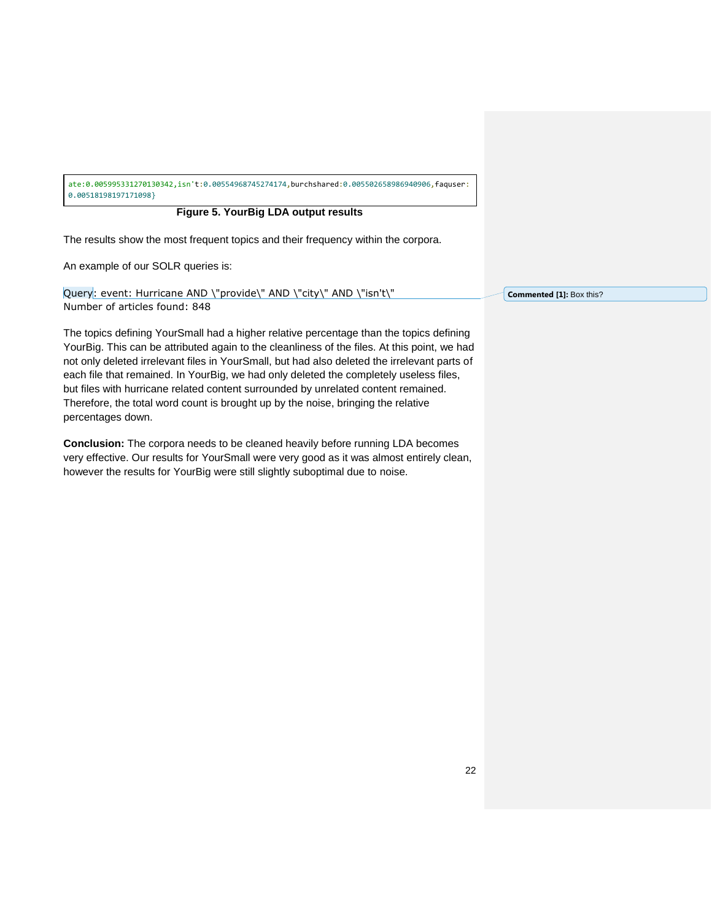```
ate:0.005995331270130342,isn't:0.005549687452741 74,burchshared:0.005502658986940906,faquser:
0.00518198197171098}
```

**Figure 5. YourBig LDA output results**

The results show the most frequent topics and their frequency within the corpora.

An example of our SOLR queries is:

```
Query: event: Hurricane AND \"provide\" AND \"city\" AND \"isn't\"
Number of articles found: 848
```

The topics defining YourSmall had a higher relative percentage than the topics defining YourBig. This can be attributed again to the cleanliness of the files. At this point, we had not only deleted irrelevant files in YourSmall, but had also deleted the irrelevant parts of each file that remained. In YourBig, we had only deleted the completely useless files, but files with hurricane related content surrounded by unrelated content remained. Therefore, the total word count is brought up by the noise, bringing the relative percentages down.

**Conclusion:** The corpora needs to be cleaned heavily before running LDA becomes very effective. Our results for YourSmall were very good as it was almost entirely clean, however the results for YourBig were still slightly suboptimal due to noise.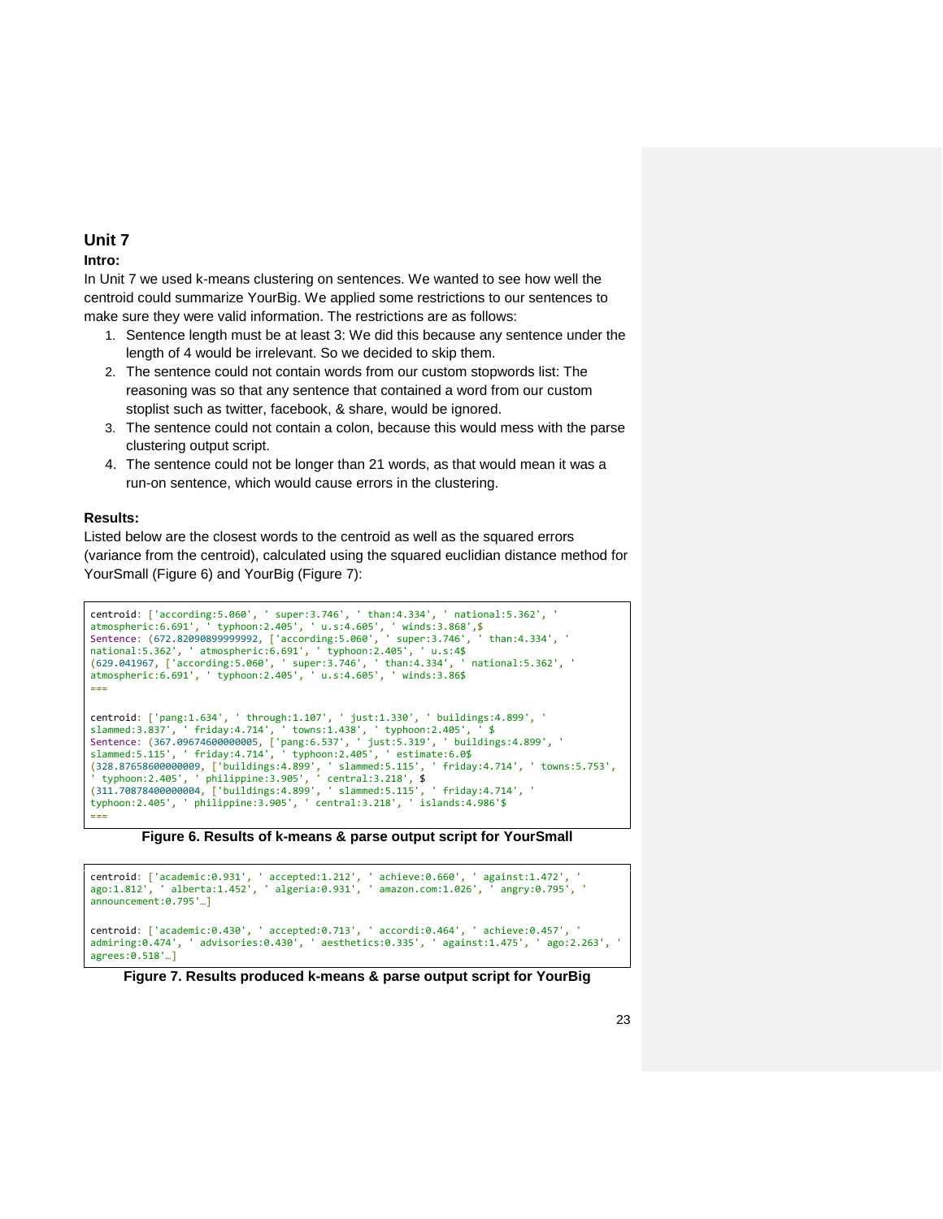## Unit 7

### Intro:

In Unit 7 we used k-means clustering on sentences. We wanted to see how well the centroid could summarize YourBig. We applied some restrictions to our sentences to make sure they were valid information. The restrictions are as follows:

1. Sentence length must be at least 3: We did this because any sentence under the length of 4 would be irrelevant. So we decided to skip them.
2. The sentence could not contain words from our custom stopwords list: The reasoning was so that any sentence that contained a word from our custom stoplist such as twitter, facebook, & share, would be ignored.
3. The sentence could not contain a colon, because this would mess with the parse clustering output script.
4. The sentence could not be longer than 21 words, as that would mean it was a run-on sentence, which would cause errors in the clustering.

### Results:

Listed below are the closest words to the centroid as well as the squared errors (variance from the centroid), calculated using the squared euclidian distance method for YourSmall (Figure 6) and YourBig (Figure 7):

```
centroid: ['according:5.060', ' super:3.746', ' than:4.334', ' national:5.362', '
atmospheric:6.691', ' typhoon:2.405', ' u.s:4.605', ' winds:3.868',$
Sentence: (672.82090899999992, ['according:5.060', ' super:3.746', ' than:4.334', '
national:5.362', ' atmospheric:6.691', ' typhoon:2.405', ' u.s:4$
(629.041967, ['according:5.060', ' super:3.746', ' than:4.334', ' national:5.362', '
atmospheric:6.691', ' typhoon:2.405', ' u.s:4.605', ' winds:3.86$
===

centroid: ['pang:1.634', ' through:1.107', ' just:1.330', ' buildings:4.899', '
slammed:3.837', ' friday:4.714', ' towns:1.438', ' typhoon:2.405', ' $
Sentence: (367.09674600000005, ['pang:6.537', ' just:5.319', ' buildings:4.899', '
slammed:5.115', ' friday:4.714', ' typhoon:2.405', ' estimate:6.0$
(328.87658600000009, ['buildings:4.899', ' slammed:5.115', ' friday:4.714', ' towns:5.753',
' typhoon:2.405', ' philippine:3.905', ' central:3.218', $
(311.70878400000004, ['buildings:4.899', ' slammed:5.115', ' friday:4.714', '
typhoon:2.405', ' philippine:3.905', ' central:3.218', ' islands:4.986'$
===
```

**Figure 6. Results of k-means & parse output script for YourSmall**

```
centroid: ['academic:0.931', ' accepted:1.212', ' achieve:0.660', ' against:1.472', '
ago:1.812', ' alberta:1.452', ' algeria:0.931', ' amazon.com:1.026', ' angry:0.795', '
announcement:0.795'…]

centroid: ['academic:0.430', ' accepted:0.713', ' accordi:0.464', ' achieve:0.457', '
admiring:0.474', ' advisories:0.430', ' aesthetics:0.335', ' against:1.475', ' ago:2.263', '
agrees:0.518'…]
```

**Figure 7. Results produced k-means & parse output script for YourBig**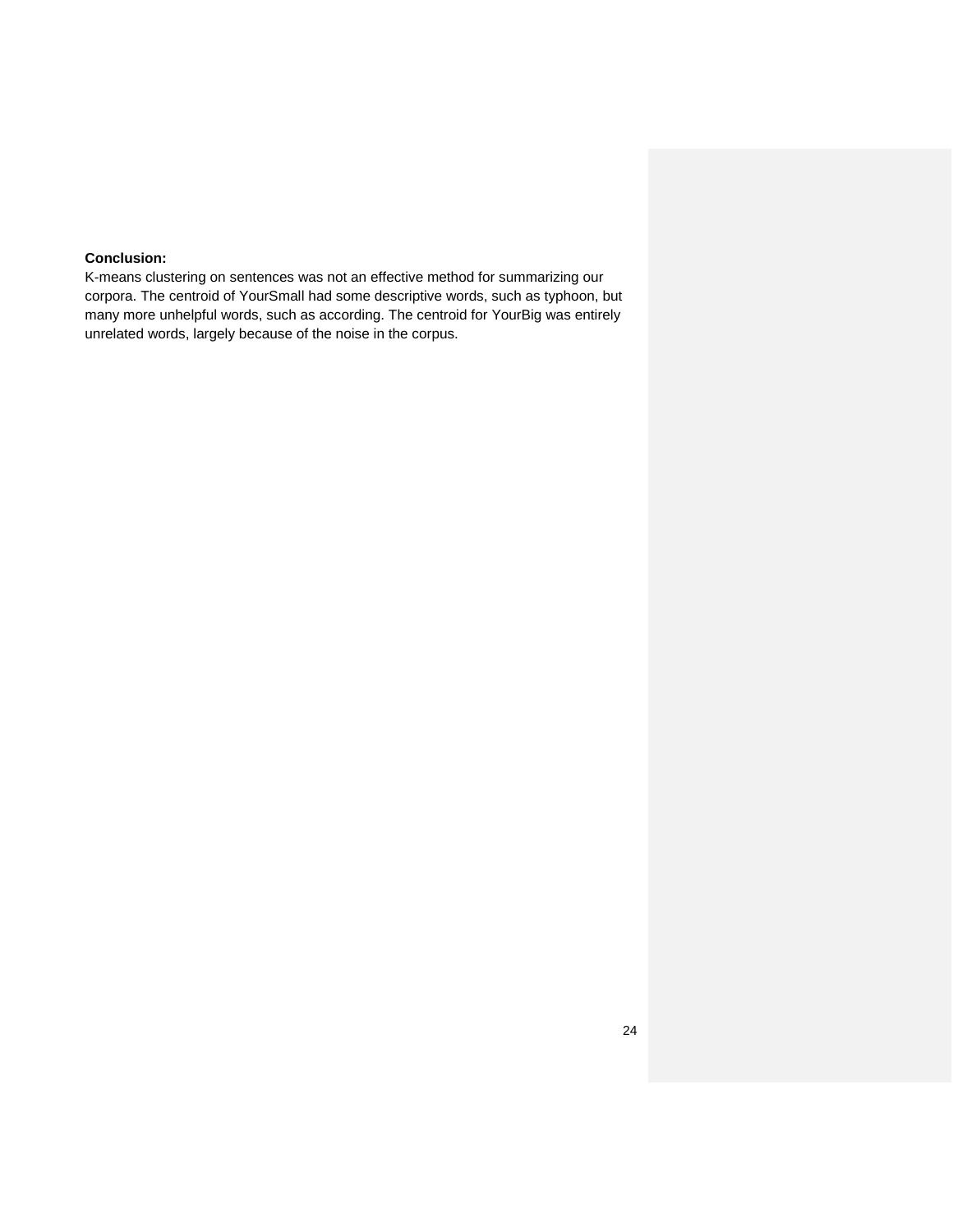**Conclusion:**

K-means clustering on sentences was not an effective method for summarizing our corpora. The centroid of YourSmall had some descriptive words, such as typhoon, but many more unhelpful words, such as according. The centroid for YourBig was entirely unrelated words, largely because of the noise in the corpus.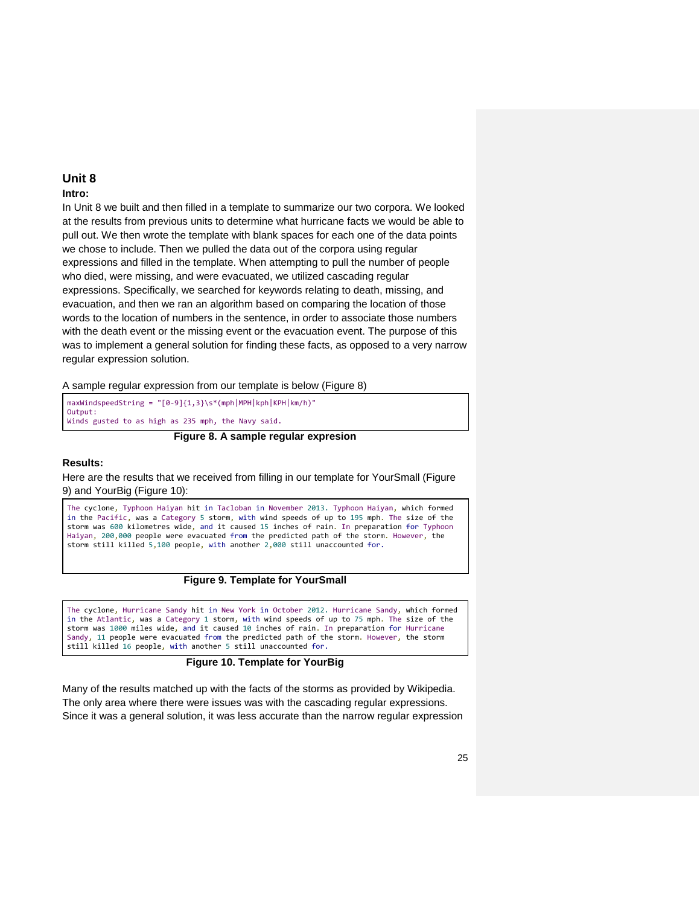## Unit 8

**Intro:**

In Unit 8 we built and then filled in a template to summarize our two corpora. We looked at the results from previous units to determine what hurricane facts we would be able to pull out. We then wrote the template with blank spaces for each one of the data points we chose to include. Then we pulled the data out of the corpora using regular expressions and filled in the template. When attempting to pull the number of people who died, were missing, and were evacuated, we utilized cascading regular expressions. Specifically, we searched for keywords relating to death, missing, and evacuation, and then we ran an algorithm based on comparing the location of those words to the location of numbers in the sentence, in order to associate those numbers with the death event or the missing event or the evacuation event. The purpose of this was to implement a general solution for finding these facts, as opposed to a very narrow regular expression solution.

A sample regular expression from our template is below (Figure 8)

```
maxWindspeedString = "[0-9]{1,3}\s*(mph|MPH|kph|KPH|km/h)"
Output:
Winds gusted to as high as 235 mph, the Navy said.
```

**Figure 8. A sample regular expresion**

**Results:**

Here are the results that we received from filling in our template for YourSmall (Figure 9) and YourBig (Figure 10):

```
The cyclone, Typhoon Haiyan hit in Tacloban in November 2013. Typhoon Haiyan, which formed
in the Pacific, was a Category 5 storm, with wind speeds of up to 195 mph. The size of the
storm was 600 kilometres wide, and it caused 15 inches of rain. In preparation for Typhoon
Haiyan, 200,000 people were evacuated from the predicted path of the storm. However, the
storm still killed 5,100 people, with another 2,000 still unaccounted for.
```

**Figure 9. Template for YourSmall**

```
The cyclone, Hurricane Sandy hit in New York in October 2012. Hurricane Sandy, which formed
in the Atlantic, was a Category 1 storm, with wind speeds of up to 75 mph. The size of the
storm was 1000 miles wide, and it caused 10 inches of rain. In preparation for Hurricane
Sandy, 11 people were evacuated from the predicted path of the storm. However, the storm
still killed 16 people, with another 5 still unaccounted for.
```

**Figure 10. Template for YourBig**

Many of the results matched up with the facts of the storms as provided by Wikipedia. The only area where there were issues was with the cascading regular expressions. Since it was a general solution, it was less accurate than the narrow regular expression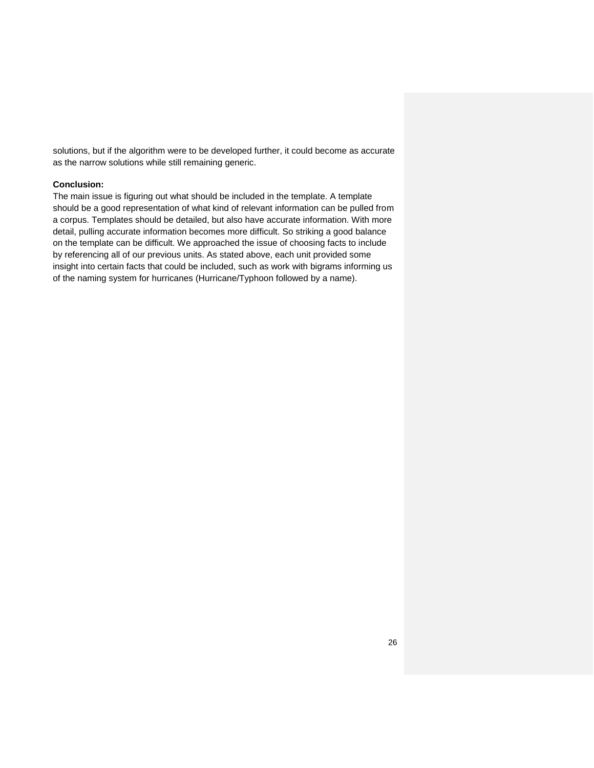solutions, but if the algorithm were to be developed further, it could become as accurate as the narrow solutions while still remaining generic.

**Conclusion:**

The main issue is figuring out what should be included in the template. A template should be a good representation of what kind of relevant information can be pulled from a corpus. Templates should be detailed, but also have accurate information. With more detail, pulling accurate information becomes more difficult. So striking a good balance on the template can be difficult. We approached the issue of choosing facts to include by referencing all of our previous units. As stated above, each unit provided some insight into certain facts that could be included, such as work with bigrams informing us of the naming system for hurricanes (Hurricane/Typhoon followed by a name).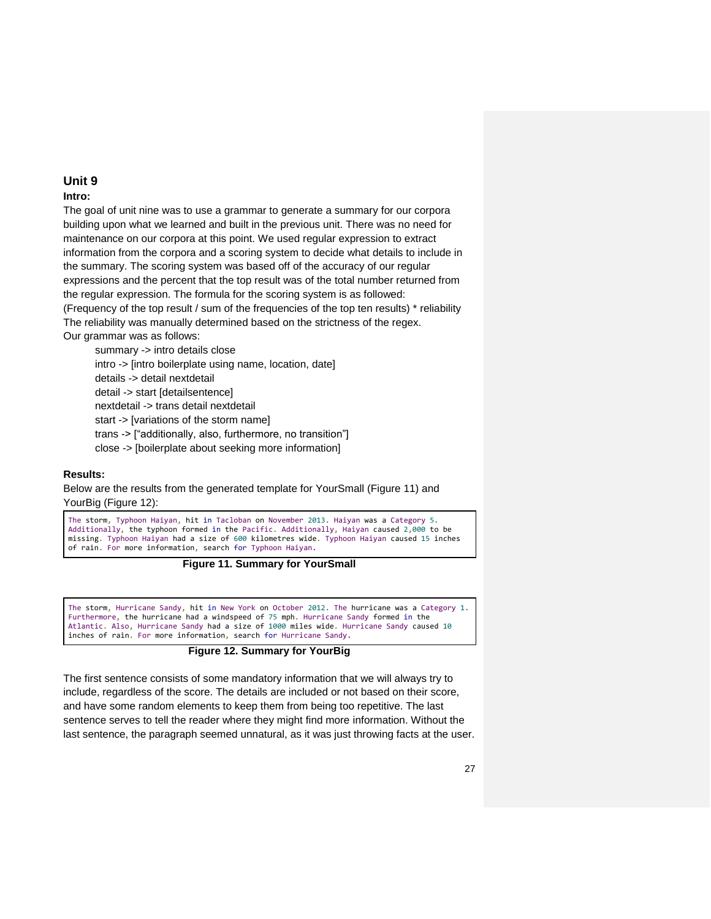## Unit 9

**Intro:**

The goal of unit nine was to use a grammar to generate a summary for our corpora building upon what we learned and built in the previous unit. There was no need for maintenance on our corpora at this point. We used regular expression to extract information from the corpora and a scoring system to decide what details to include in the summary. The scoring system was based off of the accuracy of our regular expressions and the percent that the top result was of the total number returned from the regular expression. The formula for the scoring system is as followed:

(Frequency of the top result / sum of the frequencies of the top ten results) * reliability

The reliability was manually determined based on the strictness of the regex.

Our grammar was as follows:

summary -> intro details close
intro -> [intro boilerplate using name, location, date]
details -> detail nextdetail
detail -> start [detailsentence]
nextdetail -> trans detail nextdetail
start -> [variations of the storm name]
trans -> ["additionally, also, furthermore, no transition"]
close -> [boilerplate about seeking more information]

**Results:**

Below are the results from the generated template for YourSmall (Figure 11) and YourBig (Figure 12):

```
The storm, Typhoon Haiyan, hit in Tacloban on November 2013. Haiyan was a Category 5.
Additionally, the typhoon formed in the Pacific. Additionally, Haiyan caused 2,000 to be
missing. Typhoon Haiyan had a size of 600 kilometres wide. Typhoon Haiyan caused 15 inches
of rain. For more information, search for Typhoon Haiyan.
```

**Figure 11. Summary for YourSmall**

```
The storm, Hurricane Sandy, hit in New York on October 2012. The hurricane was a Category 1.
Furthermore, the hurricane had a windspeed of 75 mph. Hurricane Sandy formed in the
Atlantic. Also, Hurricane Sandy had a size of 1000 miles wide. Hurricane Sandy caused 10
inches of rain. For more information, search for Hurricane Sandy.
```

**Figure 12. Summary for YourBig**

The first sentence consists of some mandatory information that we will always try to include, regardless of the score. The details are included or not based on their score, and have some random elements to keep them from being too repetitive. The last sentence serves to tell the reader where they might find more information. Without the last sentence, the paragraph seemed unnatural, as it was just throwing facts at the user.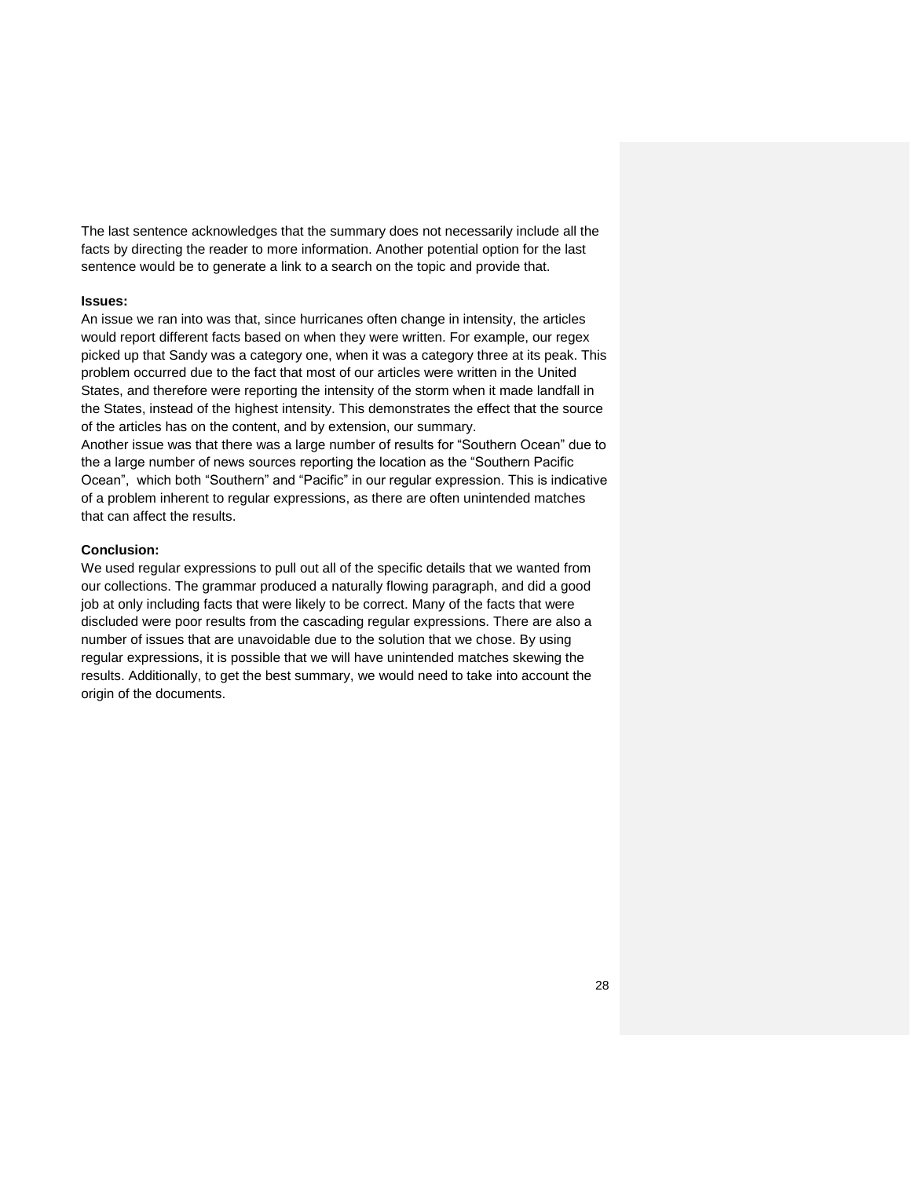The last sentence acknowledges that the summary does not necessarily include all the facts by directing the reader to more information. Another potential option for the last sentence would be to generate a link to a search on the topic and provide that.

**Issues:**

An issue we ran into was that, since hurricanes often change in intensity, the articles would report different facts based on when they were written. For example, our regex picked up that Sandy was a category one, when it was a category three at its peak. This problem occurred due to the fact that most of our articles were written in the United States, and therefore were reporting the intensity of the storm when it made landfall in the States, instead of the highest intensity. This demonstrates the effect that the source of the articles has on the content, and by extension, our summary.

Another issue was that there was a large number of results for "Southern Ocean" due to the a large number of news sources reporting the location as the "Southern Pacific Ocean", which both "Southern" and "Pacific" in our regular expression. This is indicative of a problem inherent to regular expressions, as there are often unintended matches that can affect the results.

**Conclusion:**

We used regular expressions to pull out all of the specific details that we wanted from our collections. The grammar produced a naturally flowing paragraph, and did a good job at only including facts that were likely to be correct. Many of the facts that were discluded were poor results from the cascading regular expressions. There are also a number of issues that are unavoidable due to the solution that we chose. By using regular expressions, it is possible that we will have unintended matches skewing the results. Additionally, to get the best summary, we would need to take into account the origin of the documents.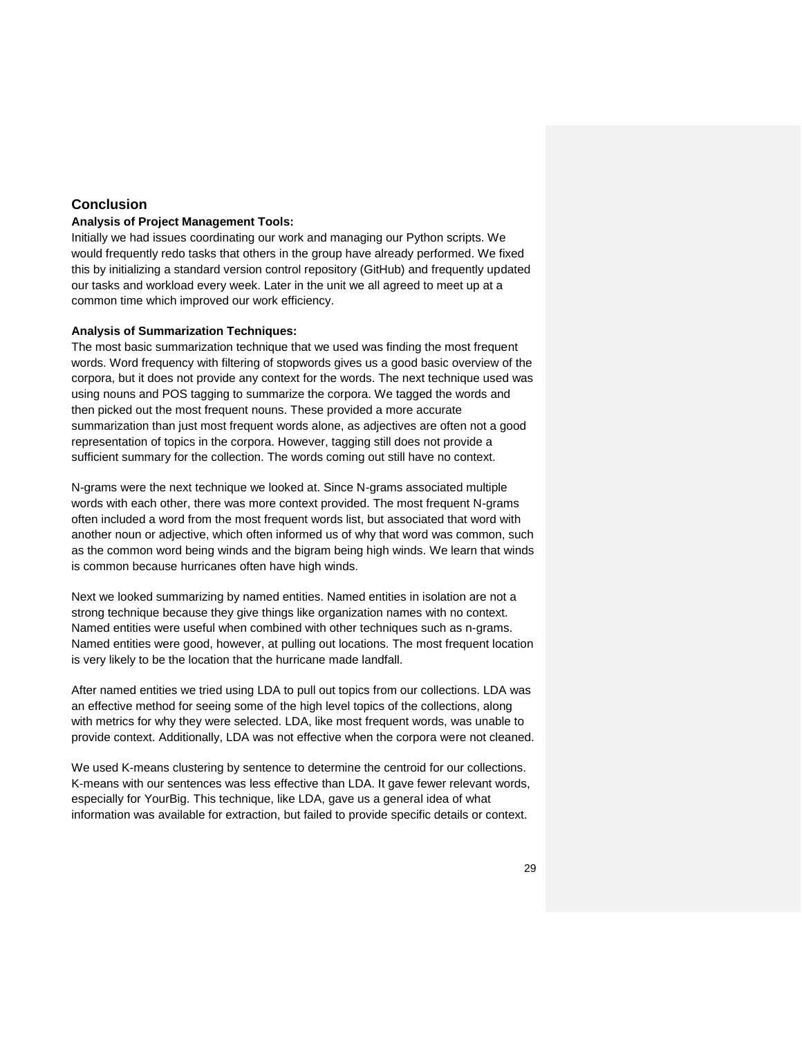## Conclusion

### Analysis of Project Management Tools:

Initially we had issues coordinating our work and managing our Python scripts. We would frequently redo tasks that others in the group have already performed. We fixed this by initializing a standard version control repository (GitHub) and frequently updated our tasks and workload every week. Later in the unit we all agreed to meet up at a common time which improved our work efficiency.

### Analysis of Summarization Techniques:

The most basic summarization technique that we used was finding the most frequent words. Word frequency with filtering of stopwords gives us a good basic overview of the corpora, but it does not provide any context for the words. The next technique used was using nouns and POS tagging to summarize the corpora. We tagged the words and then picked out the most frequent nouns. These provided a more accurate summarization than just most frequent words alone, as adjectives are often not a good representation of topics in the corpora. However, tagging still does not provide a sufficient summary for the collection. The words coming out still have no context.

N-grams were the next technique we looked at. Since N-grams associated multiple words with each other, there was more context provided. The most frequent N-grams often included a word from the most frequent words list, but associated that word with another noun or adjective, which often informed us of why that word was common, such as the common word being winds and the bigram being high winds. We learn that winds is common because hurricanes often have high winds.

Next we looked summarizing by named entities. Named entities in isolation are not a strong technique because they give things like organization names with no context. Named entities were useful when combined with other techniques such as n-grams. Named entities were good, however, at pulling out locations. The most frequent location is very likely to be the location that the hurricane made landfall.

After named entities we tried using LDA to pull out topics from our collections. LDA was an effective method for seeing some of the high level topics of the collections, along with metrics for why they were selected. LDA, like most frequent words, was unable to provide context. Additionally, LDA was not effective when the corpora were not cleaned.

We used K-means clustering by sentence to determine the centroid for our collections. K-means with our sentences was less effective than LDA. It gave fewer relevant words, especially for YourBig. This technique, like LDA, gave us a general idea of what information was available for extraction, but failed to provide specific details or context.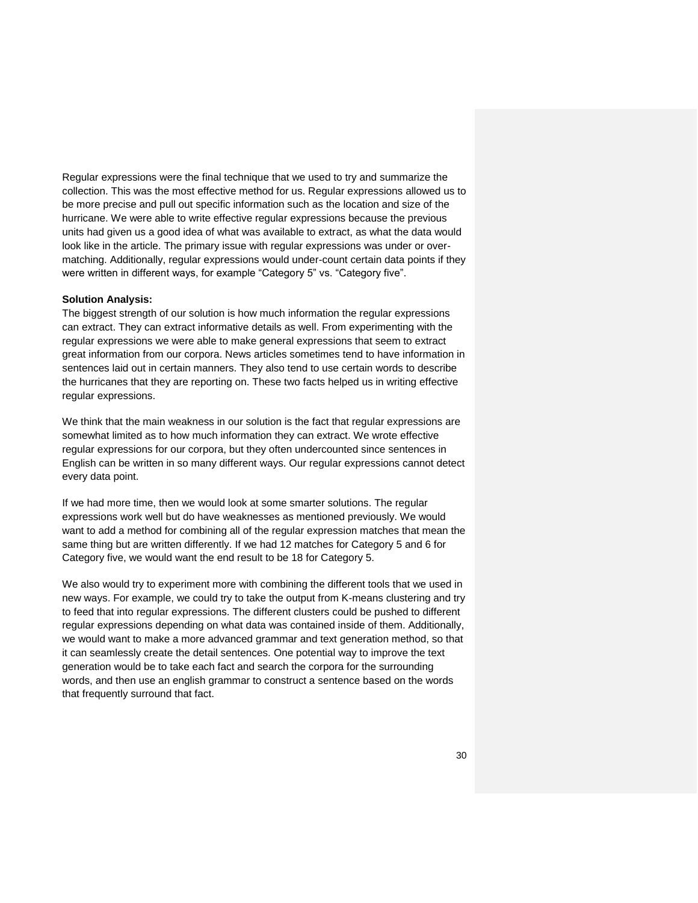Regular expressions were the final technique that we used to try and summarize the collection. This was the most effective method for us. Regular expressions allowed us to be more precise and pull out specific information such as the location and size of the hurricane. We were able to write effective regular expressions because the previous units had given us a good idea of what was available to extract, as what the data would look like in the article. The primary issue with regular expressions was under or over-matching. Additionally, regular expressions would under-count certain data points if they were written in different ways, for example “Category 5” vs. “Category five”.

**Solution Analysis:**

The biggest strength of our solution is how much information the regular expressions can extract. They can extract informative details as well. From experimenting with the regular expressions we were able to make general expressions that seem to extract great information from our corpora. News articles sometimes tend to have information in sentences laid out in certain manners. They also tend to use certain words to describe the hurricanes that they are reporting on. These two facts helped us in writing effective regular expressions.

We think that the main weakness in our solution is the fact that regular expressions are somewhat limited as to how much information they can extract. We wrote effective regular expressions for our corpora, but they often undercounted since sentences in English can be written in so many different ways. Our regular expressions cannot detect every data point.

If we had more time, then we would look at some smarter solutions. The regular expressions work well but do have weaknesses as mentioned previously. We would want to add a method for combining all of the regular expression matches that mean the same thing but are written differently. If we had 12 matches for Category 5 and 6 for Category five, we would want the end result to be 18 for Category 5.

We also would try to experiment more with combining the different tools that we used in new ways. For example, we could try to take the output from K-means clustering and try to feed that into regular expressions. The different clusters could be pushed to different regular expressions depending on what data was contained inside of them. Additionally, we would want to make a more advanced grammar and text generation method, so that it can seamlessly create the detail sentences. One potential way to improve the text generation would be to take each fact and search the corpora for the surrounding words, and then use an english grammar to construct a sentence based on the words that frequently surround that fact.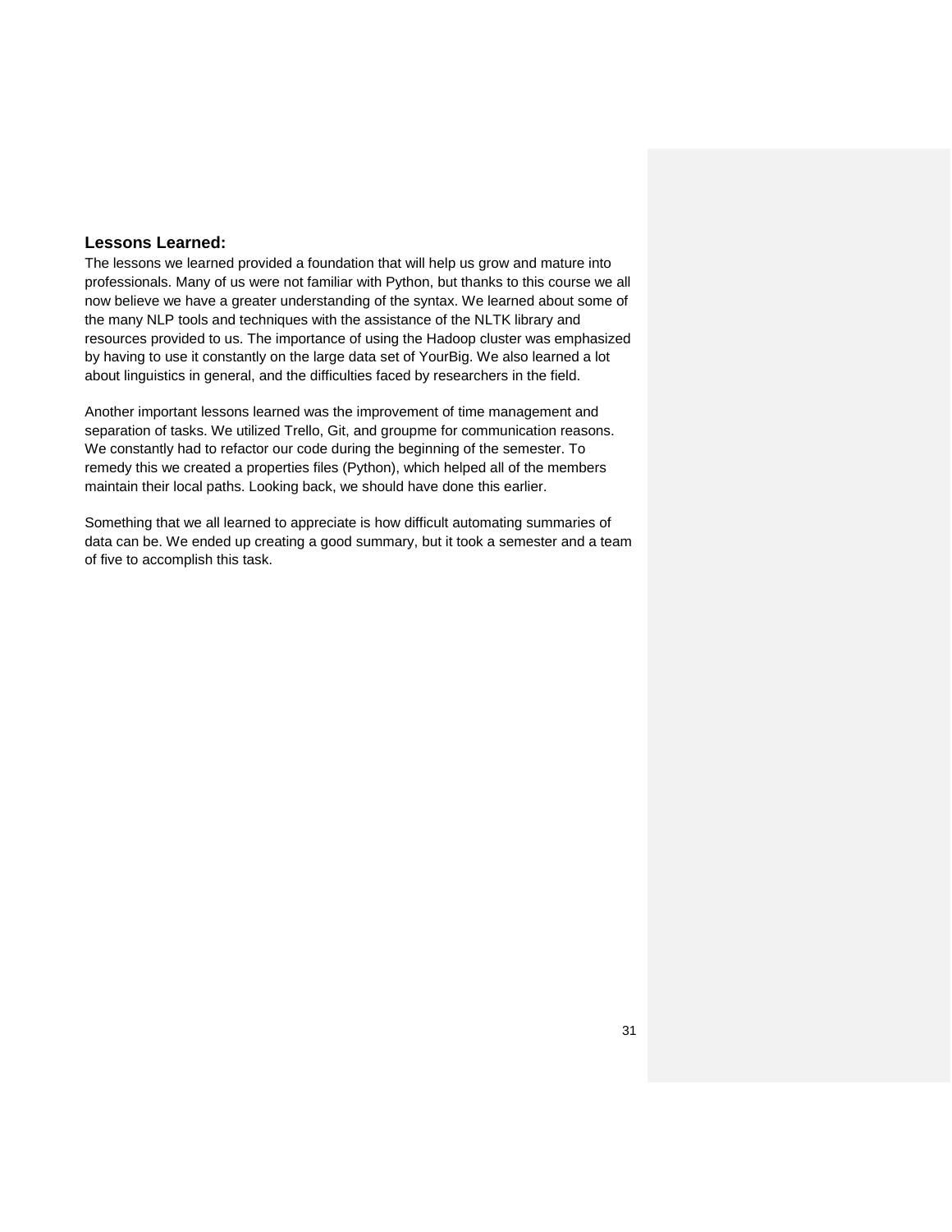## Lessons Learned:

The lessons we learned provided a foundation that will help us grow and mature into professionals. Many of us were not familiar with Python, but thanks to this course we all now believe we have a greater understanding of the syntax. We learned about some of the many NLP tools and techniques with the assistance of the NLTK library and resources provided to us. The importance of using the Hadoop cluster was emphasized by having to use it constantly on the large data set of YourBig. We also learned a lot about linguistics in general, and the difficulties faced by researchers in the field.

Another important lessons learned was the improvement of time management and separation of tasks. We utilized Trello, Git, and groupme for communication reasons. We constantly had to refactor our code during the beginning of the semester. To remedy this we created a properties files (Python), which helped all of the members maintain their local paths. Looking back, we should have done this earlier.

Something that we all learned to appreciate is how difficult automating summaries of data can be. We ended up creating a good summary, but it took a semester and a team of five to accomplish this task.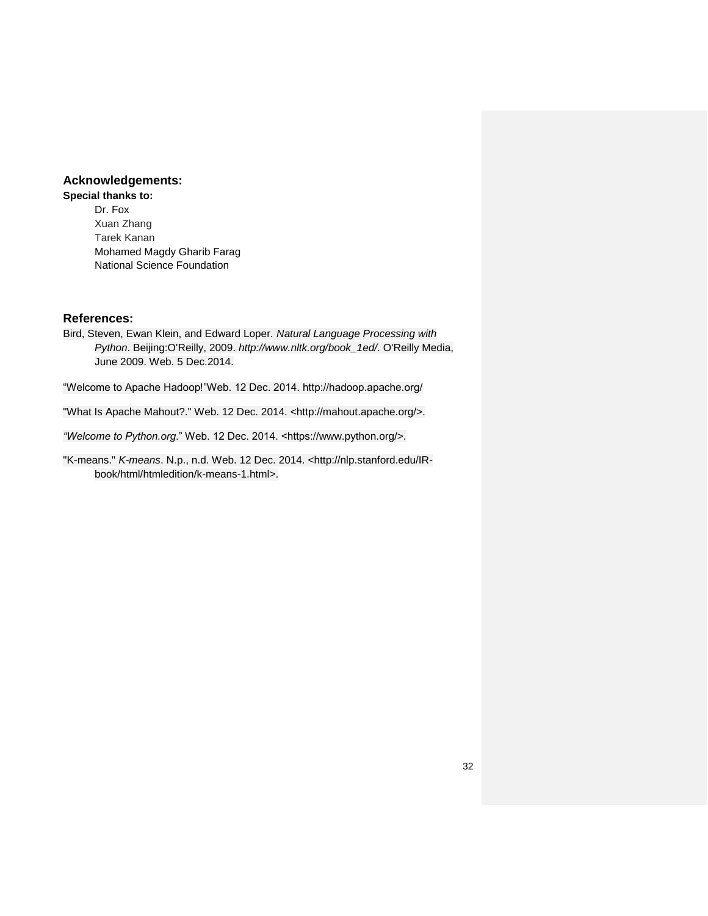## Acknowledgements:

**Special thanks to:**

Dr. Fox
Xuan Zhang
Tarek Kanan
Mohamed Magdy Gharib Farag
National Science Foundation

## References:

Bird, Steven, Ewan Klein, and Edward Loper. *Natural Language Processing with Python*. Beijing:O'Reilly, 2009. *http://www.nltk.org/book_1ed/*. O'Reilly Media, June 2009. Web. 5 Dec.2014.

"Welcome to Apache Hadoop!"Web. 12 Dec. 2014. http://hadoop.apache.org/

"What Is Apache Mahout?." Web. 12 Dec. 2014. <http://mahout.apache.org/>.

*"Welcome to Python.org*." Web. 12 Dec. 2014. <https://www.python.org/>.

"K-means." *K-means*. N.p., n.d. Web. 12 Dec. 2014. <http://nlp.stanford.edu/IR-book/html/htmledition/k-means-1.html>.